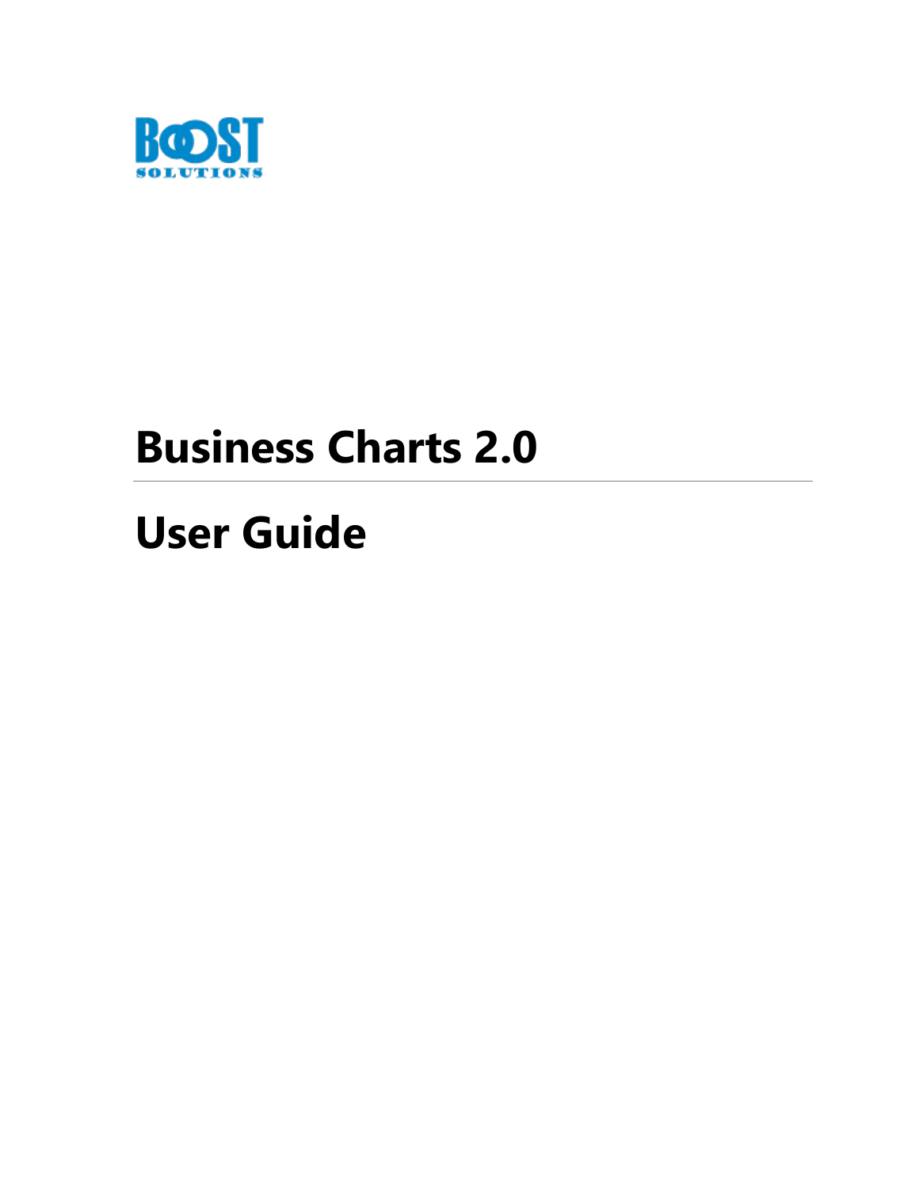BOOST SOLUTIONS

# Business Charts 2.0

# User Guide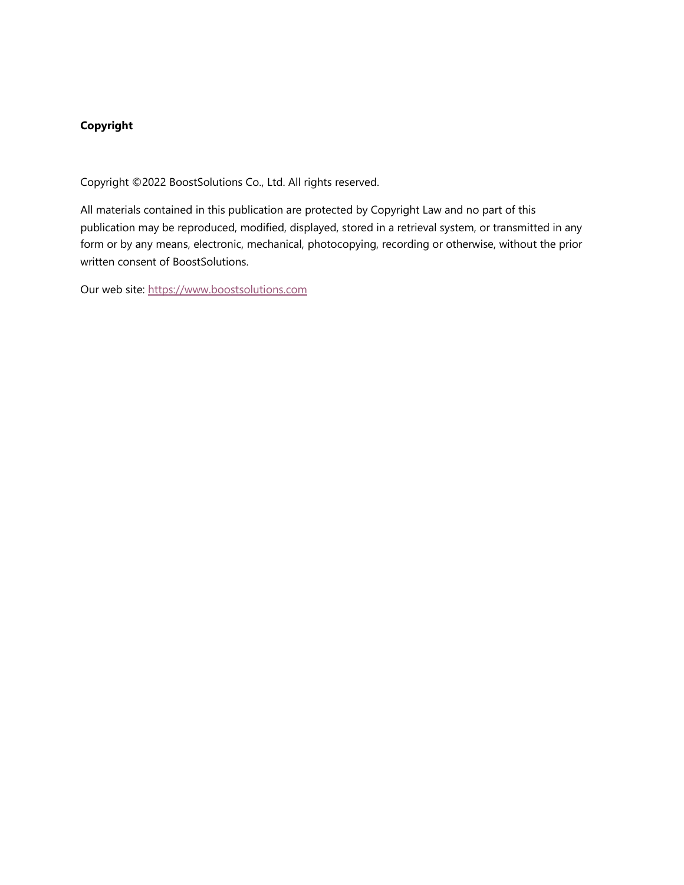**Copyright**

Copyright ©2022 BoostSolutions Co., Ltd. All rights reserved.

All materials contained in this publication are protected by Copyright Law and no part of this publication may be reproduced, modified, displayed, stored in a retrieval system, or transmitted in any form or by any means, electronic, mechanical, photocopying, recording or otherwise, without the prior written consent of BoostSolutions.

Our web site: [https://www.boostsolutions.com](https://www.boostsolutions.com)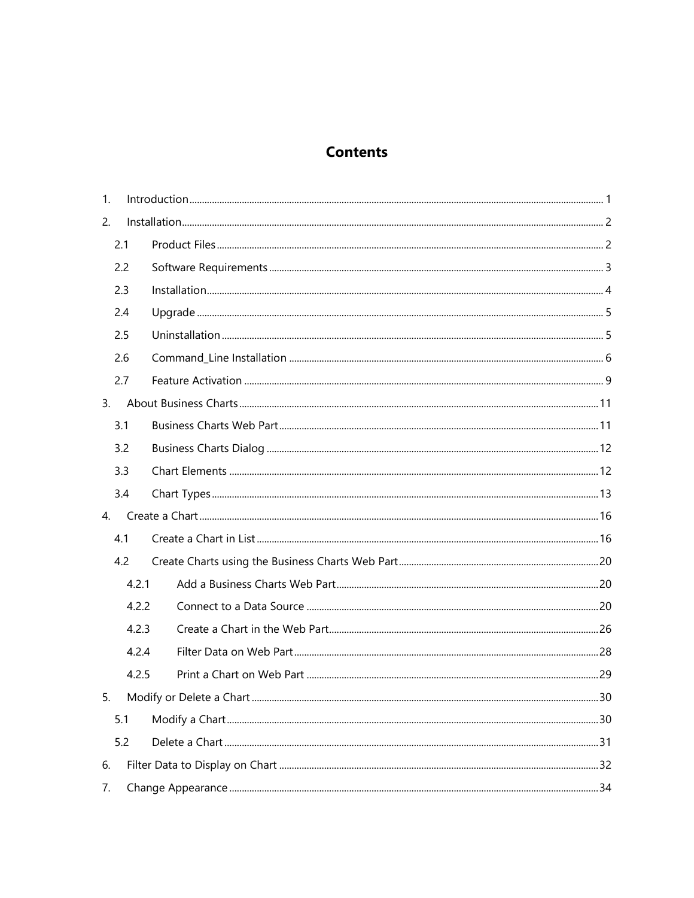# Contents

1. Introduction ... 1
2. Installation ... 2
    - 2.1 Product Files ... 2
    - 2.2 Software Requirements ... 3
    - 2.3 Installation ... 4
    - 2.4 Upgrade ... 5
    - 2.5 Uninstallation ... 5
    - 2.6 Command_Line Installation ... 6
    - 2.7 Feature Activation ... 9
3. About Business Charts ... 11
    - 3.1 Business Charts Web Part ... 11
    - 3.2 Business Charts Dialog ... 12
    - 3.3 Chart Elements ... 12
    - 3.4 Chart Types ... 13
4. Create a Chart ... 16
    - 4.1 Create a Chart in List ... 16
    - 4.2 Create Charts using the Business Charts Web Part ... 20
        - 4.2.1 Add a Business Charts Web Part ... 20
        - 4.2.2 Connect to a Data Source ... 20
        - 4.2.3 Create a Chart in the Web Part ... 26
        - 4.2.4 Filter Data on Web Part ... 28
        - 4.2.5 Print a Chart on Web Part ... 29
5. Modify or Delete a Chart ... 30
    - 5.1 Modify a Chart ... 30
    - 5.2 Delete a Chart ... 31
6. Filter Data to Display on Chart ... 32
7. Change Appearance ... 34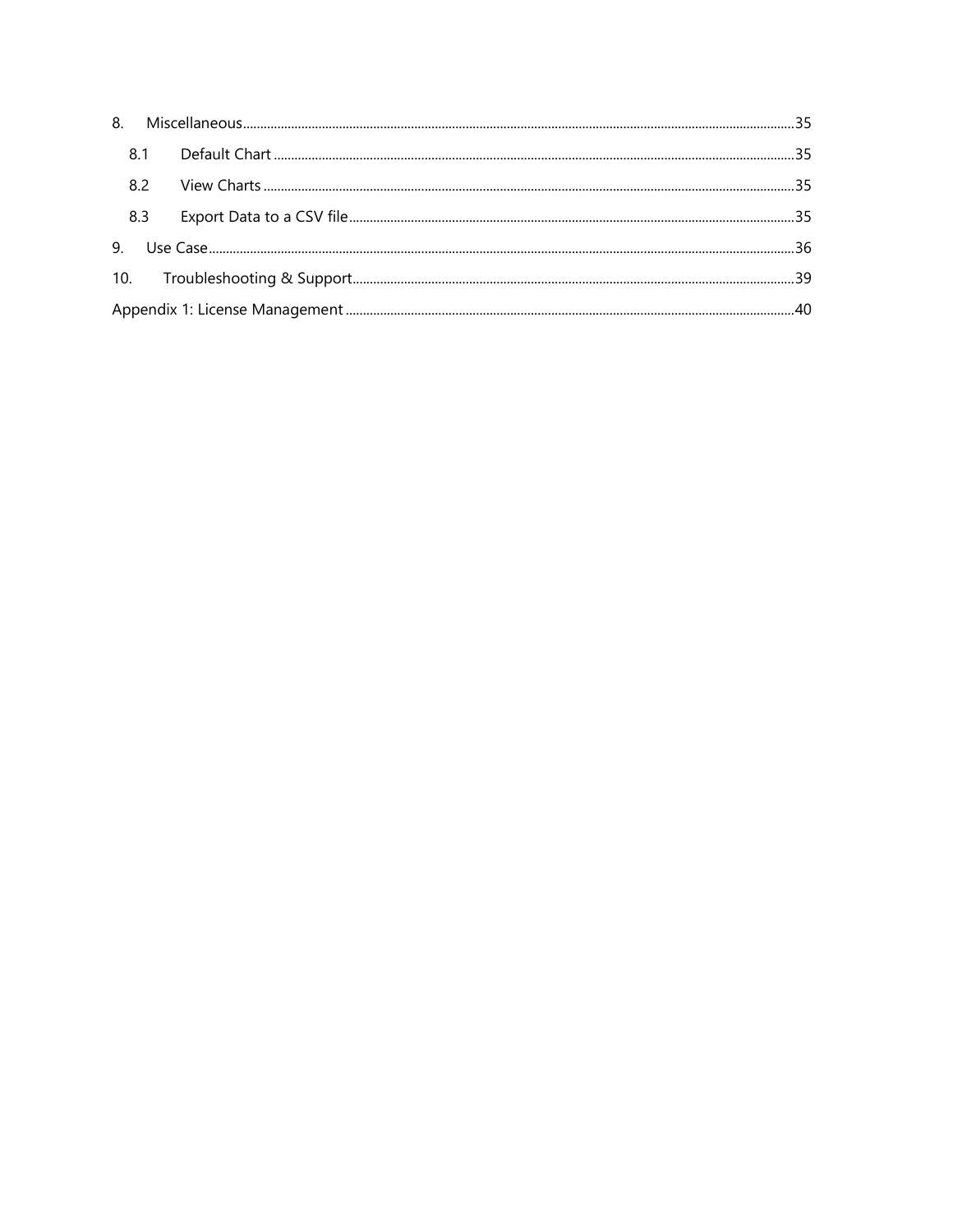8. Miscellaneous ........................................................................ 35

   8.1 Default Chart ........................................................................ 35

   8.2 View Charts ........................................................................ 35

   8.3 Export Data to a CSV file ........................................................................ 35

9. Use Case ........................................................................ 36

10. Troubleshooting & Support ........................................................................ 39

Appendix 1: License Management ........................................................................ 40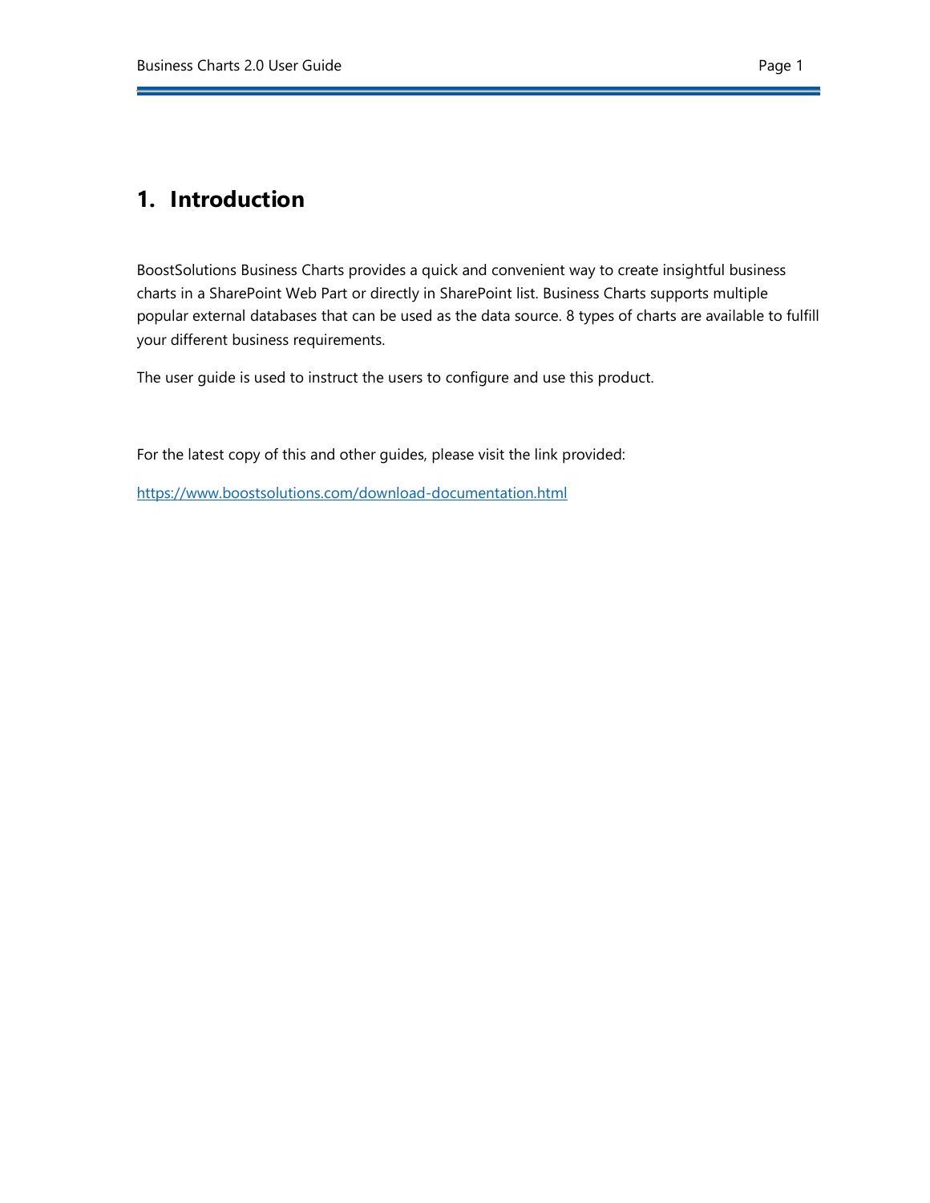# 1. Introduction

BoostSolutions Business Charts provides a quick and convenient way to create insightful business charts in a SharePoint Web Part or directly in SharePoint list. Business Charts supports multiple popular external databases that can be used as the data source. 8 types of charts are available to fulfill your different business requirements.

The user guide is used to instruct the users to configure and use this product.

For the latest copy of this and other guides, please visit the link provided:

[https://www.boostsolutions.com/download-documentation.html](https://www.boostsolutions.com/download-documentation.html)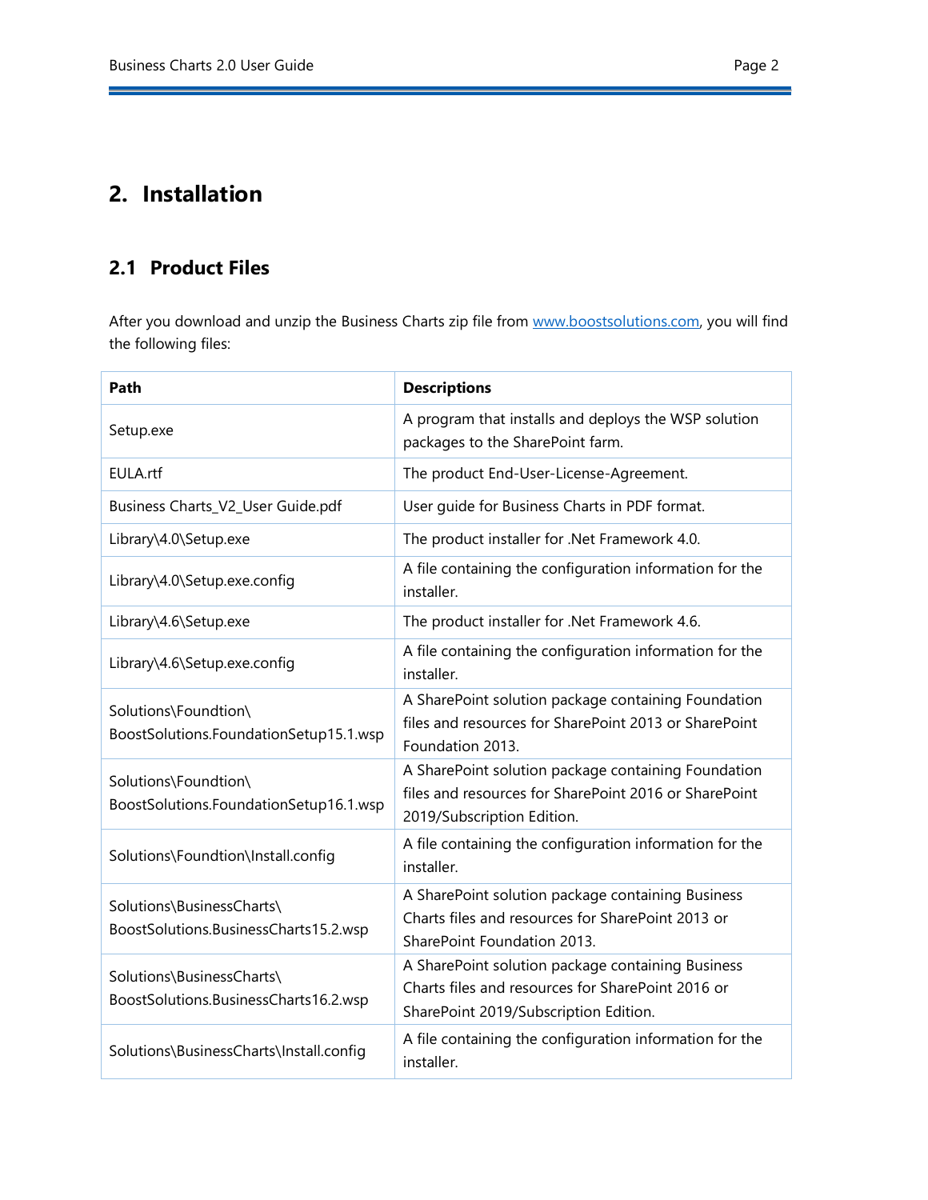# 2. Installation

## 2.1 Product Files

After you download and unzip the Business Charts zip file from [www.boostsolutions.com](www.boostsolutions.com), you will find the following files:

| Path | Descriptions |
|---|---|
| Setup.exe | A program that installs and deploys the WSP solution packages to the SharePoint farm. |
| EULA.rtf | The product End-User-License-Agreement. |
| Business Charts_V2_User Guide.pdf | User guide for Business Charts in PDF format. |
| Library\4.0\Setup.exe | The product installer for .Net Framework 4.0. |
| Library\4.0\Setup.exe.config | A file containing the configuration information for the installer. |
| Library\4.6\Setup.exe | The product installer for .Net Framework 4.6. |
| Library\4.6\Setup.exe.config | A file containing the configuration information for the installer. |
| Solutions\Foundtion\ BoostSolutions.FoundationSetup15.1.wsp | A SharePoint solution package containing Foundation files and resources for SharePoint 2013 or SharePoint Foundation 2013. |
| Solutions\Foundtion\ BoostSolutions.FoundationSetup16.1.wsp | A SharePoint solution package containing Foundation files and resources for SharePoint 2016 or SharePoint 2019/Subscription Edition. |
| Solutions\Foundtion\Install.config | A file containing the configuration information for the installer. |
| Solutions\BusinessCharts\ BoostSolutions.BusinessCharts15.2.wsp | A SharePoint solution package containing Business Charts files and resources for SharePoint 2013 or SharePoint Foundation 2013. |
| Solutions\BusinessCharts\ BoostSolutions.BusinessCharts16.2.wsp | A SharePoint solution package containing Business Charts files and resources for SharePoint 2016 or SharePoint 2019/Subscription Edition. |
| Solutions\BusinessCharts\Install.config | A file containing the configuration information for the installer. |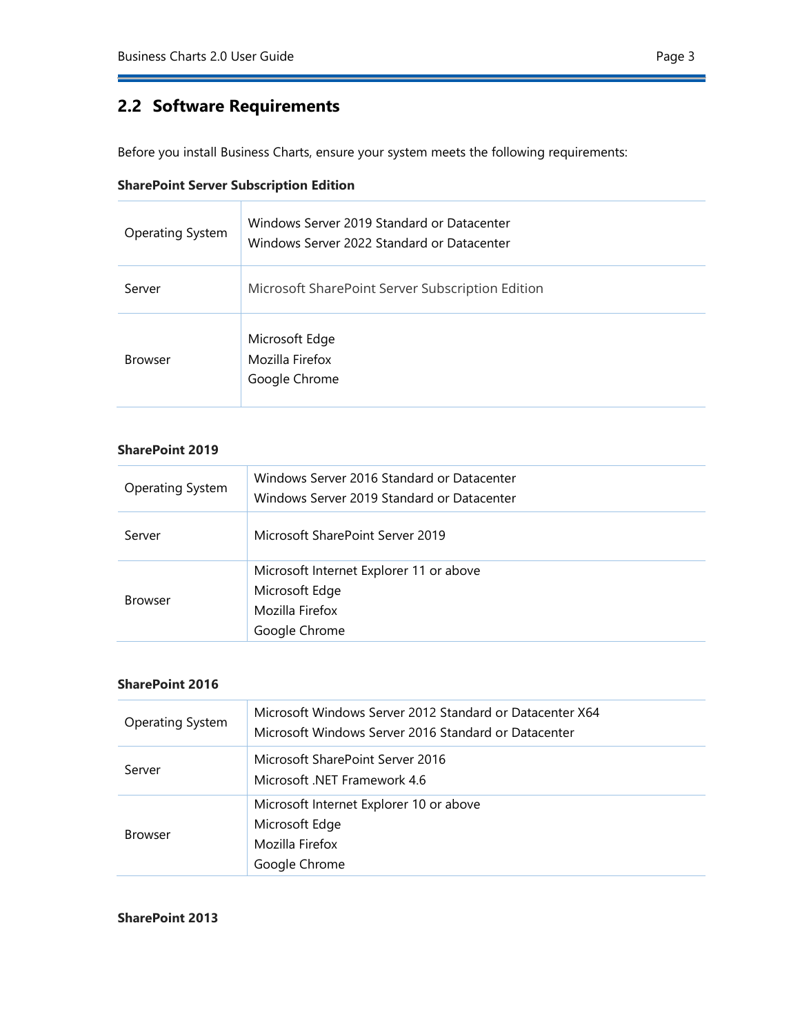## 2.2 Software Requirements

Before you install Business Charts, ensure your system meets the following requirements:

**SharePoint Server Subscription Edition**

| | |
|---|---|
| Operating System | Windows Server 2019 Standard or Datacenter<br>Windows Server 2022 Standard or Datacenter |
| Server | Microsoft SharePoint Server Subscription Edition |
| Browser | Microsoft Edge<br>Mozilla Firefox<br>Google Chrome |

**SharePoint 2019**

| | |
|---|---|
| Operating System | Windows Server 2016 Standard or Datacenter<br>Windows Server 2019 Standard or Datacenter |
| Server | Microsoft SharePoint Server 2019 |
| Browser | Microsoft Internet Explorer 11 or above<br>Microsoft Edge<br>Mozilla Firefox<br>Google Chrome |

**SharePoint 2016**

| | |
|---|---|
| Operating System | Microsoft Windows Server 2012 Standard or Datacenter X64<br>Microsoft Windows Server 2016 Standard or Datacenter |
| Server | Microsoft SharePoint Server 2016<br>Microsoft .NET Framework 4.6 |
| Browser | Microsoft Internet Explorer 10 or above<br>Microsoft Edge<br>Mozilla Firefox<br>Google Chrome |

**SharePoint 2013**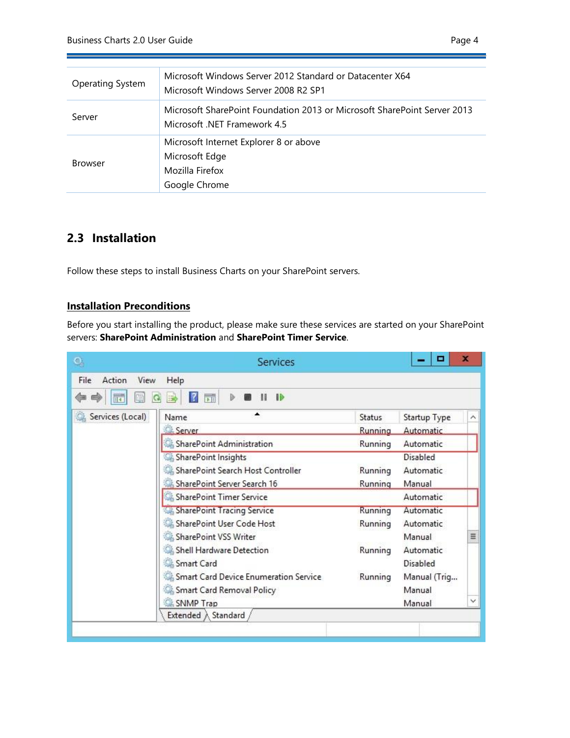| Operating System | Microsoft Windows Server 2012 Standard or Datacenter X64<br>Microsoft Windows Server 2008 R2 SP1 |
|---|---|
| Server | Microsoft SharePoint Foundation 2013 or Microsoft SharePoint Server 2013<br>Microsoft .NET Framework 4.5 |
| Browser | Microsoft Internet Explorer 8 or above<br>Microsoft Edge<br>Mozilla Firefox<br>Google Chrome |

## 2.3 Installation

Follow these steps to install Business Charts on your SharePoint servers.

### Installation Preconditions

Before you start installing the product, please make sure these services are started on your SharePoint servers: **SharePoint Administration** and **SharePoint Timer Service**.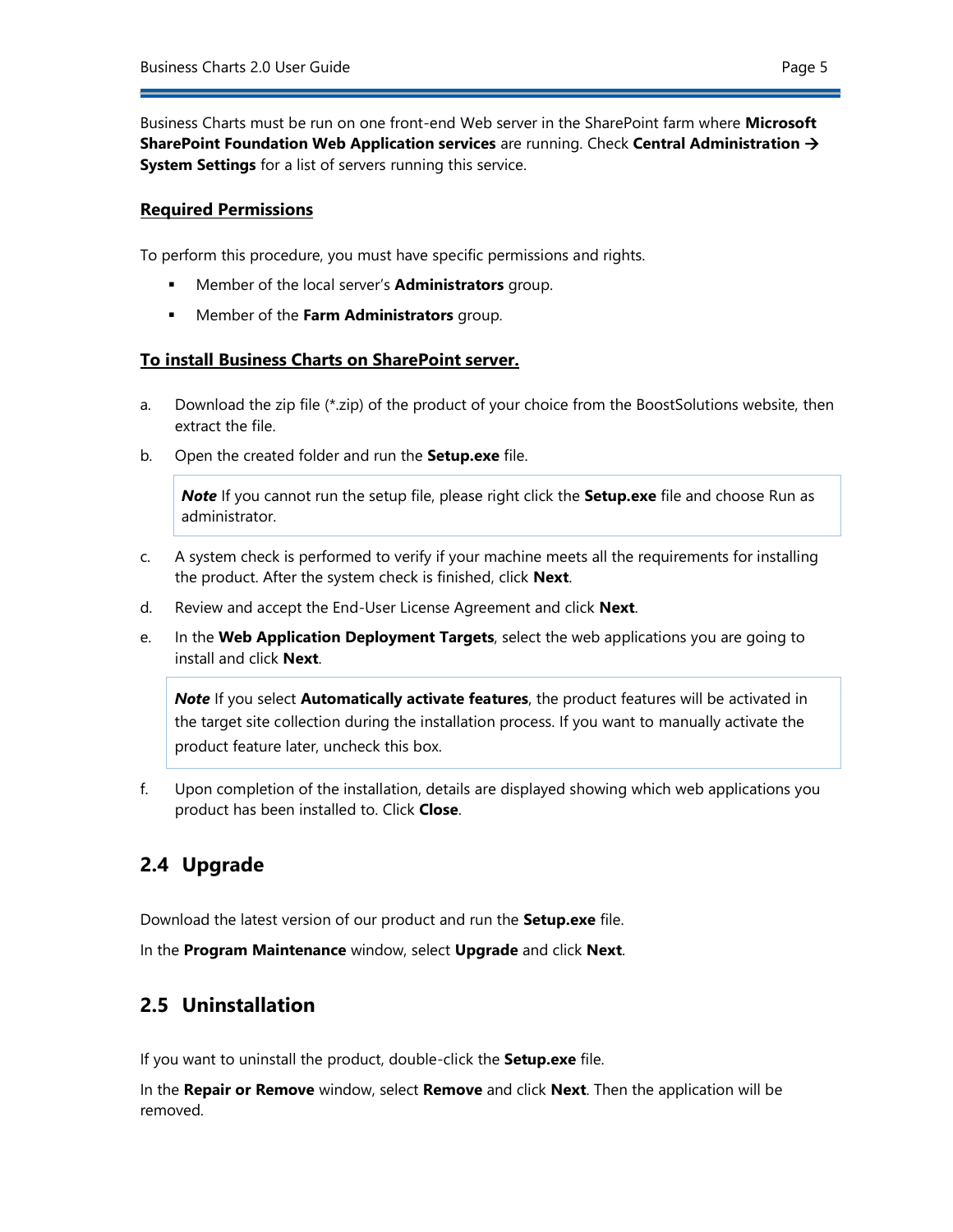Business Charts must be run on one front-end Web server in the SharePoint farm where **Microsoft SharePoint Foundation Web Application services** are running. Check **Central Administration → System Settings** for a list of servers running this service.

**Required Permissions**

To perform this procedure, you must have specific permissions and rights.

- Member of the local server's **Administrators** group.
- Member of the **Farm Administrators** group.

**To install Business Charts on SharePoint server.**

a. Download the zip file (*.zip) of the product of your choice from the BoostSolutions website, then extract the file.

b. Open the created folder and run the **Setup.exe** file.

> ***Note*** If you cannot run the setup file, please right click the **Setup.exe** file and choose Run as administrator.

c. A system check is performed to verify if your machine meets all the requirements for installing the product. After the system check is finished, click **Next**.

d. Review and accept the End-User License Agreement and click **Next**.

e. In the **Web Application Deployment Targets**, select the web applications you are going to install and click **Next**.

> ***Note*** If you select **Automatically activate features**, the product features will be activated in the target site collection during the installation process. If you want to manually activate the product feature later, uncheck this box.

f. Upon completion of the installation, details are displayed showing which web applications you product has been installed to. Click **Close**.

## 2.4 Upgrade

Download the latest version of our product and run the **Setup.exe** file.

In the **Program Maintenance** window, select **Upgrade** and click **Next**.

## 2.5 Uninstallation

If you want to uninstall the product, double-click the **Setup.exe** file.

In the **Repair or Remove** window, select **Remove** and click **Next**. Then the application will be removed.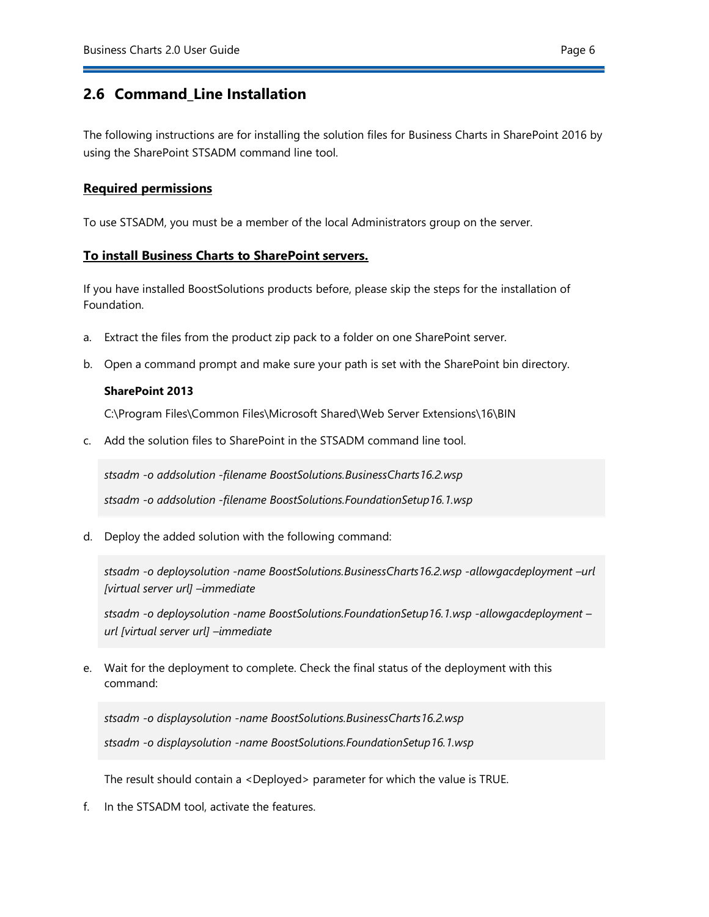## 2.6 Command_Line Installation

The following instructions are for installing the solution files for Business Charts in SharePoint 2016 by using the SharePoint STSADM command line tool.

**Required permissions**

To use STSADM, you must be a member of the local Administrators group on the server.

**To install Business Charts to SharePoint servers.**

If you have installed BoostSolutions products before, please skip the steps for the installation of Foundation.

a. Extract the files from the product zip pack to a folder on one SharePoint server.

b. Open a command prompt and make sure your path is set with the SharePoint bin directory.

   **SharePoint 2013**

   C:\Program Files\Common Files\Microsoft Shared\Web Server Extensions\16\BIN

c. Add the solution files to SharePoint in the STSADM command line tool.

   *stsadm -o addsolution -filename BoostSolutions.BusinessCharts16.2.wsp*

   *stsadm -o addsolution -filename BoostSolutions.FoundationSetup16.1.wsp*

d. Deploy the added solution with the following command:

   *stsadm -o deploysolution -name BoostSolutions.BusinessCharts16.2.wsp -allowgacdeployment –url [virtual server url] –immediate*

   *stsadm -o deploysolution -name BoostSolutions.FoundationSetup16.1.wsp -allowgacdeployment –url [virtual server url] –immediate*

e. Wait for the deployment to complete. Check the final status of the deployment with this command:

   *stsadm -o displaysolution -name BoostSolutions.BusinessCharts16.2.wsp*

   *stsadm -o displaysolution -name BoostSolutions.FoundationSetup16.1.wsp*

   The result should contain a <Deployed> parameter for which the value is TRUE.

f. In the STSADM tool, activate the features.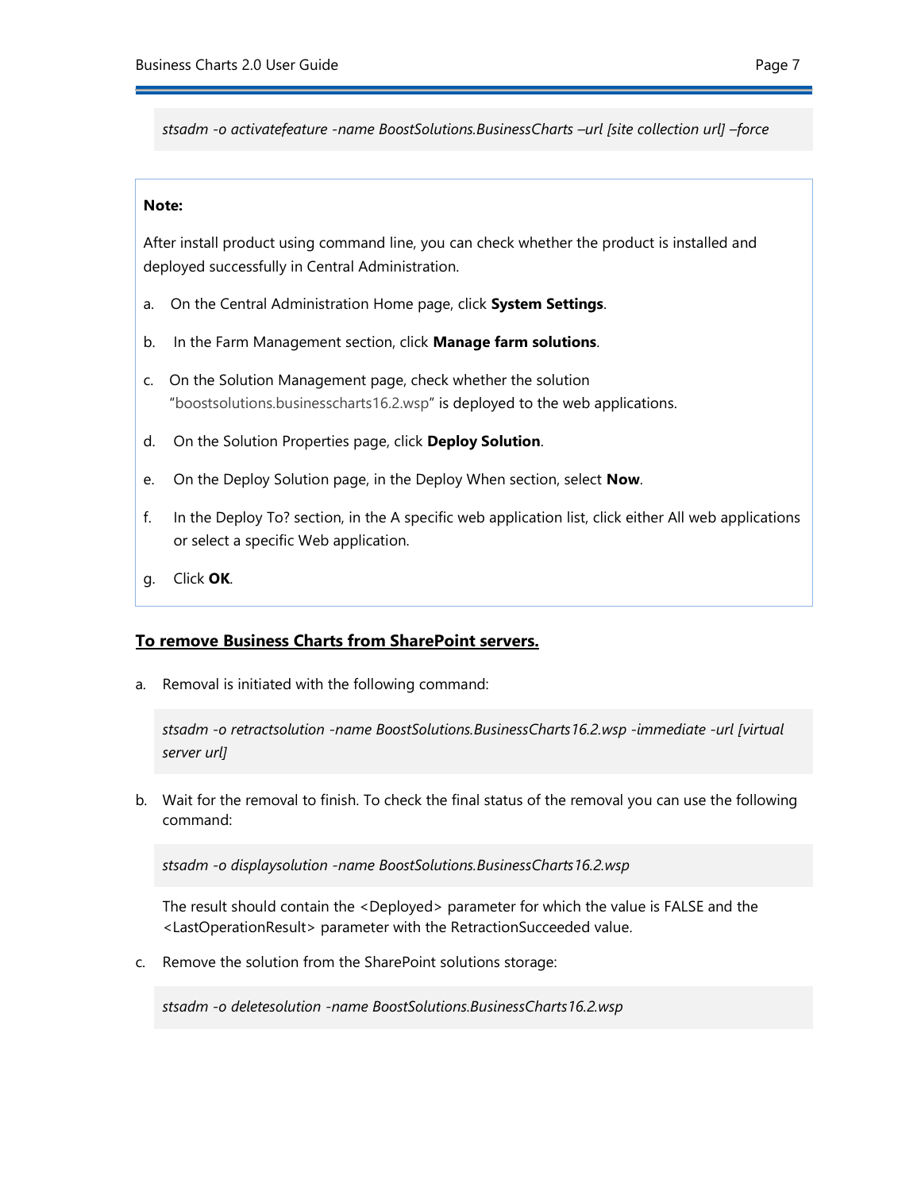*stsadm -o activatefeature -name BoostSolutions.BusinessCharts –url [site collection url] –force*

**Note:**

After install product using command line, you can check whether the product is installed and deployed successfully in Central Administration.

a. On the Central Administration Home page, click **System Settings**.

b. In the Farm Management section, click **Manage farm solutions**.

c. On the Solution Management page, check whether the solution "boostsolutions.businesscharts16.2.wsp" is deployed to the web applications.

d. On the Solution Properties page, click **Deploy Solution**.

e. On the Deploy Solution page, in the Deploy When section, select **Now**.

f. In the Deploy To? section, in the A specific web application list, click either All web applications or select a specific Web application.

g. Click **OK**.

**<u>To remove Business Charts from SharePoint servers.</u>**

a. Removal is initiated with the following command:

*stsadm -o retractsolution -name BoostSolutions.BusinessCharts16.2.wsp -immediate -url [virtual server url]*

b. Wait for the removal to finish. To check the final status of the removal you can use the following command:

*stsadm -o displaysolution -name BoostSolutions.BusinessCharts16.2.wsp*

The result should contain the <Deployed> parameter for which the value is FALSE and the <LastOperationResult> parameter with the RetractionSucceeded value.

c. Remove the solution from the SharePoint solutions storage:

*stsadm -o deletesolution -name BoostSolutions.BusinessCharts16.2.wsp*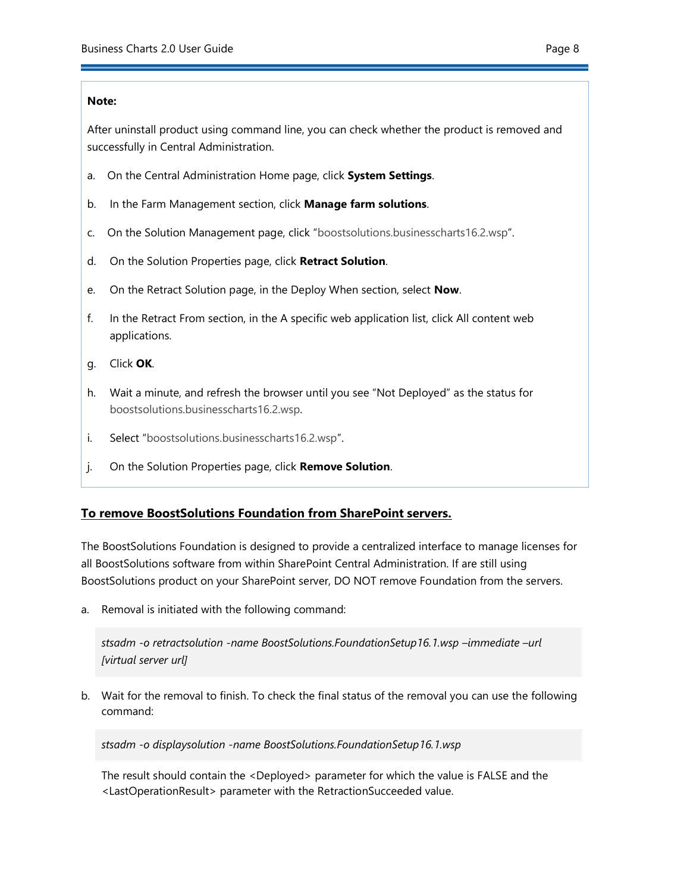**Note:**

After uninstall product using command line, you can check whether the product is removed and successfully in Central Administration.

a. On the Central Administration Home page, click **System Settings**.

b. In the Farm Management section, click **Manage farm solutions**.

c. On the Solution Management page, click "boostsolutions.businesscharts16.2.wsp".

d. On the Solution Properties page, click **Retract Solution**.

e. On the Retract Solution page, in the Deploy When section, select **Now**.

f. In the Retract From section, in the A specific web application list, click All content web applications.

g. Click **OK**.

h. Wait a minute, and refresh the browser until you see "Not Deployed" as the status for boostsolutions.businesscharts16.2.wsp.

i. Select "boostsolutions.businesscharts16.2.wsp".

j. On the Solution Properties page, click **Remove Solution**.

**To remove BoostSolutions Foundation from SharePoint servers.**

The BoostSolutions Foundation is designed to provide a centralized interface to manage licenses for all BoostSolutions software from within SharePoint Central Administration. If are still using BoostSolutions product on your SharePoint server, DO NOT remove Foundation from the servers.

a. Removal is initiated with the following command:

```
stsadm -o retractsolution -name BoostSolutions.FoundationSetup16.1.wsp –immediate –url [virtual server url]
```

b. Wait for the removal to finish. To check the final status of the removal you can use the following command:

```
stsadm -o displaysolution -name BoostSolutions.FoundationSetup16.1.wsp
```

The result should contain the <Deployed> parameter for which the value is FALSE and the <LastOperationResult> parameter with the RetractionSucceeded value.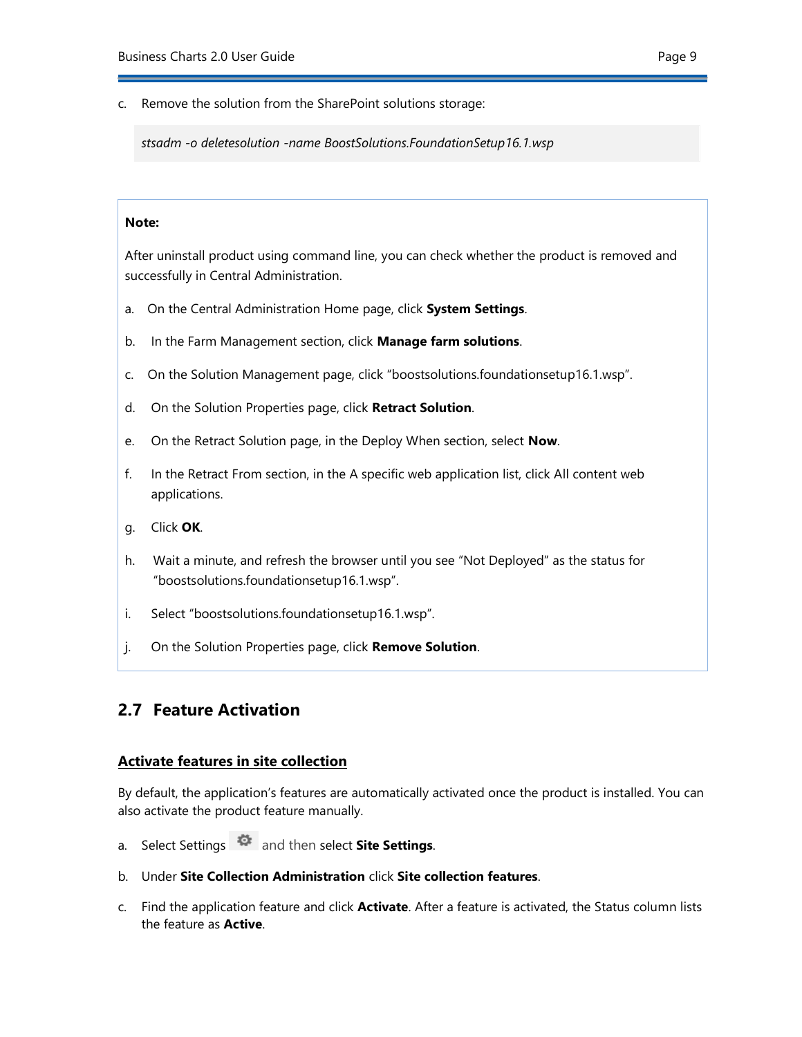c. Remove the solution from the SharePoint solutions storage:

```
stsadm -o deletesolution -name BoostSolutions.FoundationSetup16.1.wsp
```

**Note:**

After uninstall product using command line, you can check whether the product is removed and successfully in Central Administration.

a. On the Central Administration Home page, click **System Settings**.

b. In the Farm Management section, click **Manage farm solutions**.

c. On the Solution Management page, click “boostsolutions.foundationsetup16.1.wsp”.

d. On the Solution Properties page, click **Retract Solution**.

e. On the Retract Solution page, in the Deploy When section, select **Now**.

f. In the Retract From section, in the A specific web application list, click All content web applications.

g. Click **OK**.

h. Wait a minute, and refresh the browser until you see “Not Deployed” as the status for “boostsolutions.foundationsetup16.1.wsp”.

i. Select “boostsolutions.foundationsetup16.1.wsp”.

j. On the Solution Properties page, click **Remove Solution**.

## 2.7 Feature Activation

### Activate features in site collection

By default, the application’s features are automatically activated once the product is installed. You can also activate the product feature manually.

a. Select Settings and then select **Site Settings**.

b. Under **Site Collection Administration** click **Site collection features**.

c. Find the application feature and click **Activate**. After a feature is activated, the Status column lists the feature as **Active**.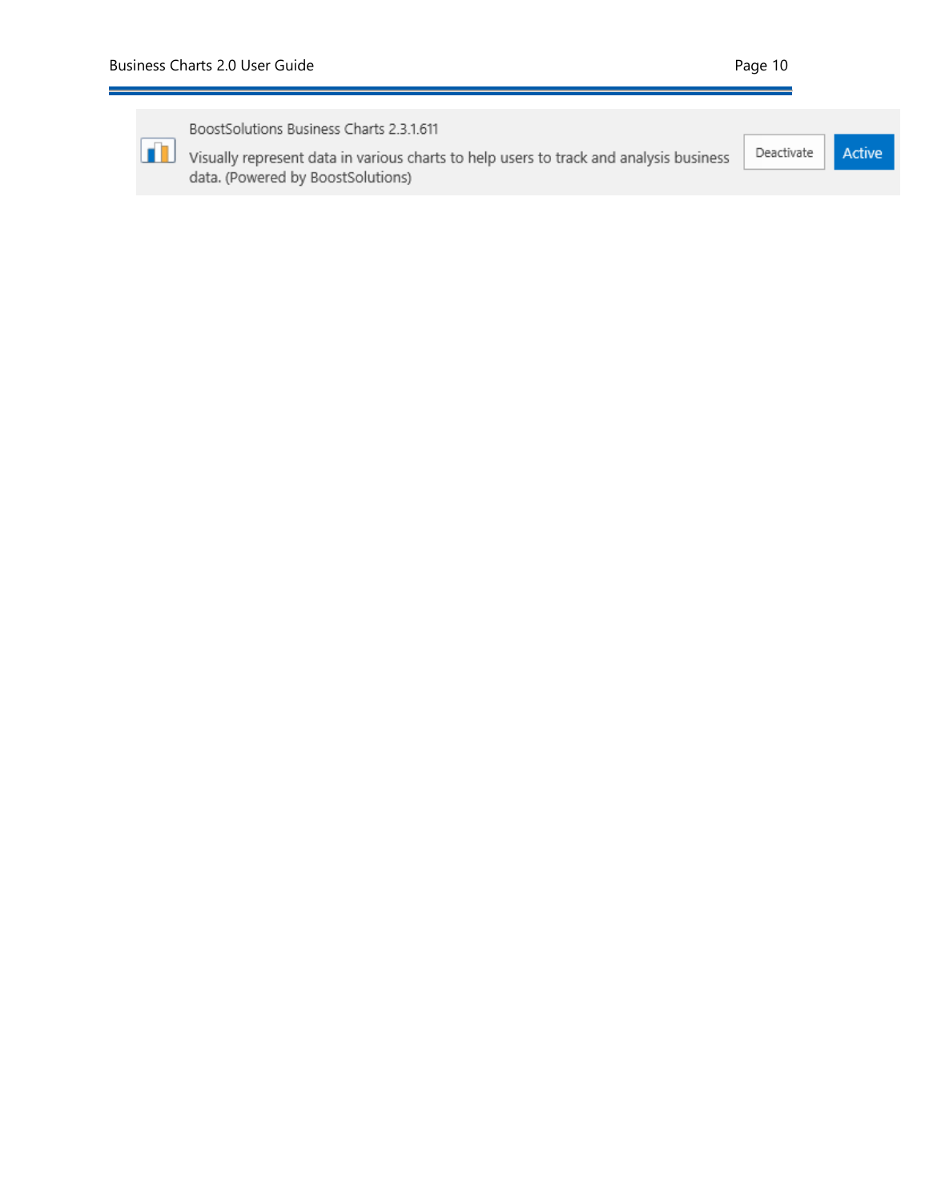BoostSolutions Business Charts 2.3.1.611

Visually represent data in various charts to help users to track and analysis business data. (Powered by BoostSolutions)

Deactivate | Active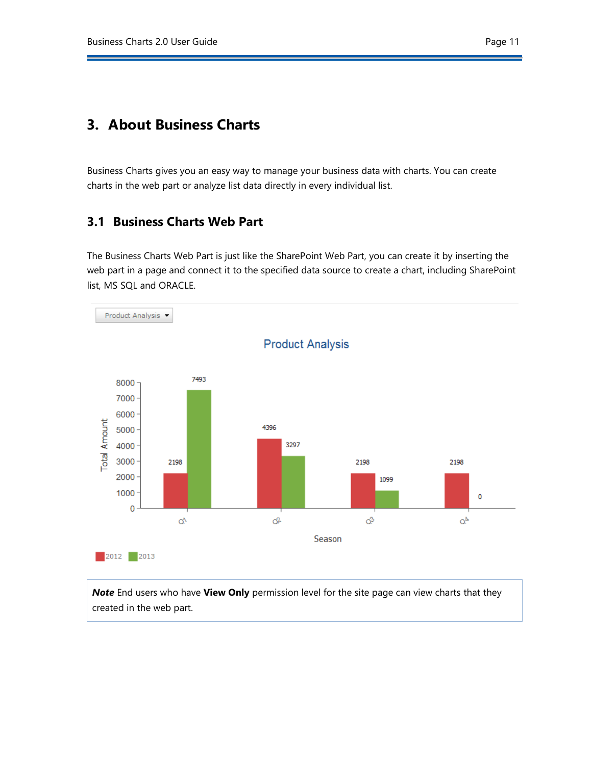# 3. About Business Charts

Business Charts gives you an easy way to manage your business data with charts. You can create charts in the web part or analyze list data directly in every individual list.

## 3.1 Business Charts Web Part

The Business Charts Web Part is just like the SharePoint Web Part, you can create it by inserting the web part in a page and connect it to the specified data source to create a chart, including SharePoint list, MS SQL and ORACLE.

> ***Note*** End users who have **View Only** permission level for the site page can view charts that they created in the web part.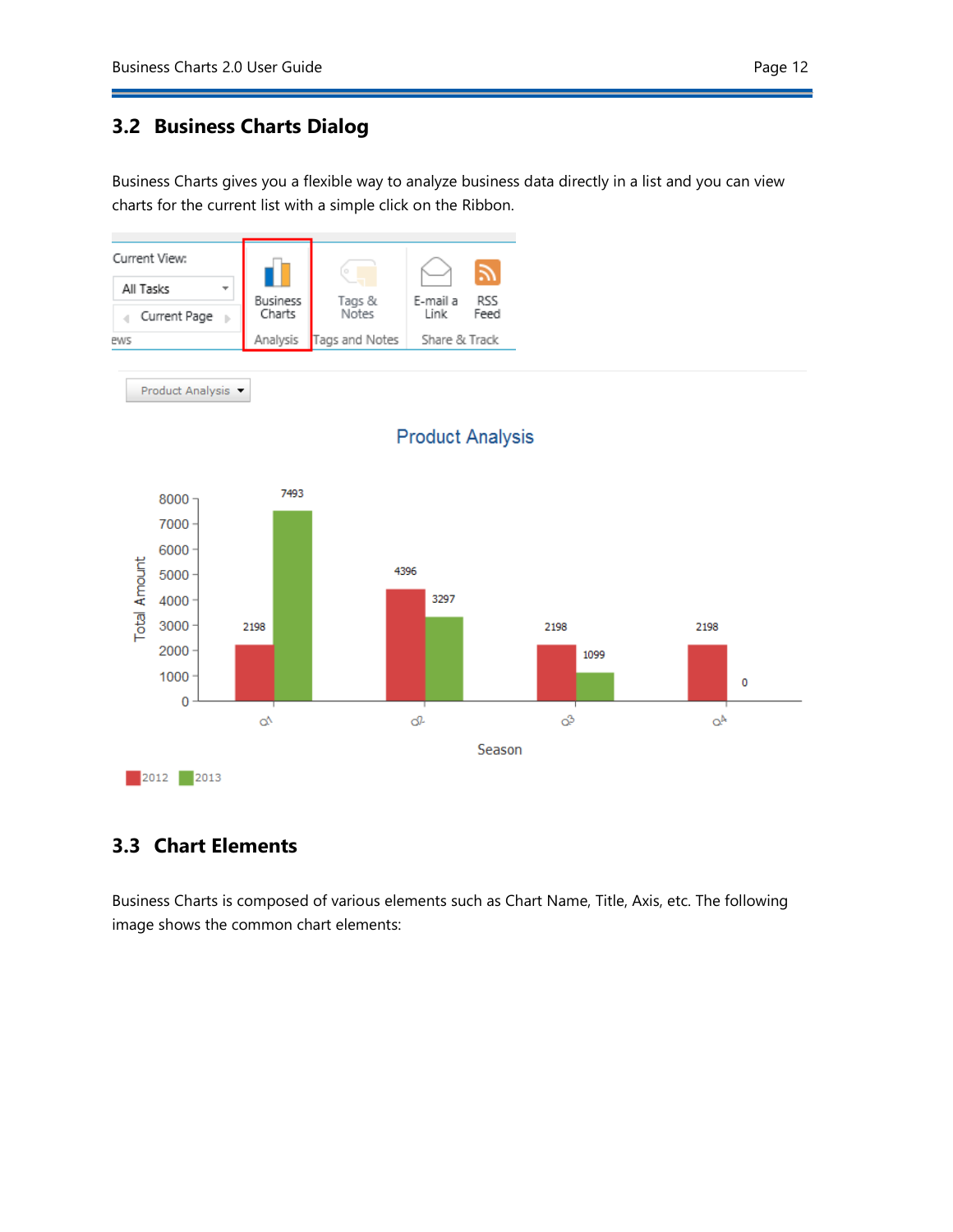## 3.2 Business Charts Dialog

Business Charts gives you a flexible way to analyze business data directly in a list and you can view charts for the current list with a simple click on the Ribbon.

## 3.3 Chart Elements

Business Charts is composed of various elements such as Chart Name, Title, Axis, etc. The following image shows the common chart elements: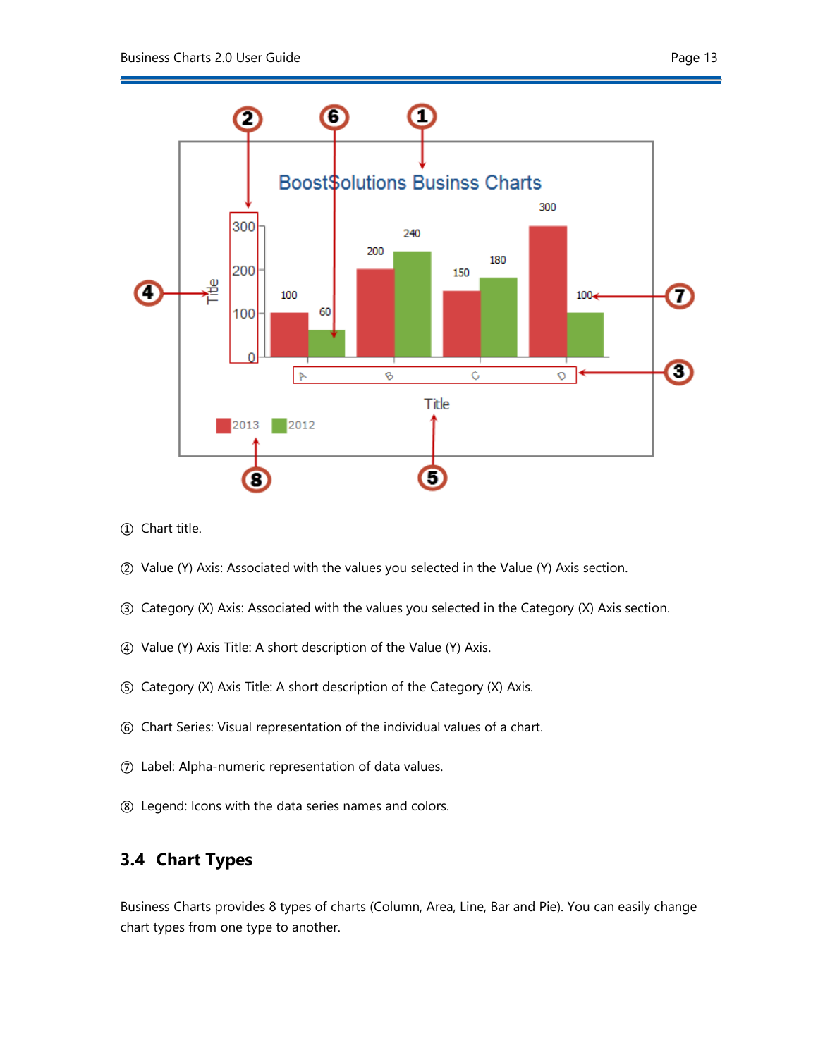① Chart title.

② Value (Y) Axis: Associated with the values you selected in the Value (Y) Axis section.

③ Category (X) Axis: Associated with the values you selected in the Category (X) Axis section.

④ Value (Y) Axis Title: A short description of the Value (Y) Axis.

⑤ Category (X) Axis Title: A short description of the Category (X) Axis.

⑥ Chart Series: Visual representation of the individual values of a chart.

⑦ Label: Alpha-numeric representation of data values.

⑧ Legend: Icons with the data series names and colors.

## 3.4 Chart Types

Business Charts provides 8 types of charts (Column, Area, Line, Bar and Pie). You can easily change chart types from one type to another.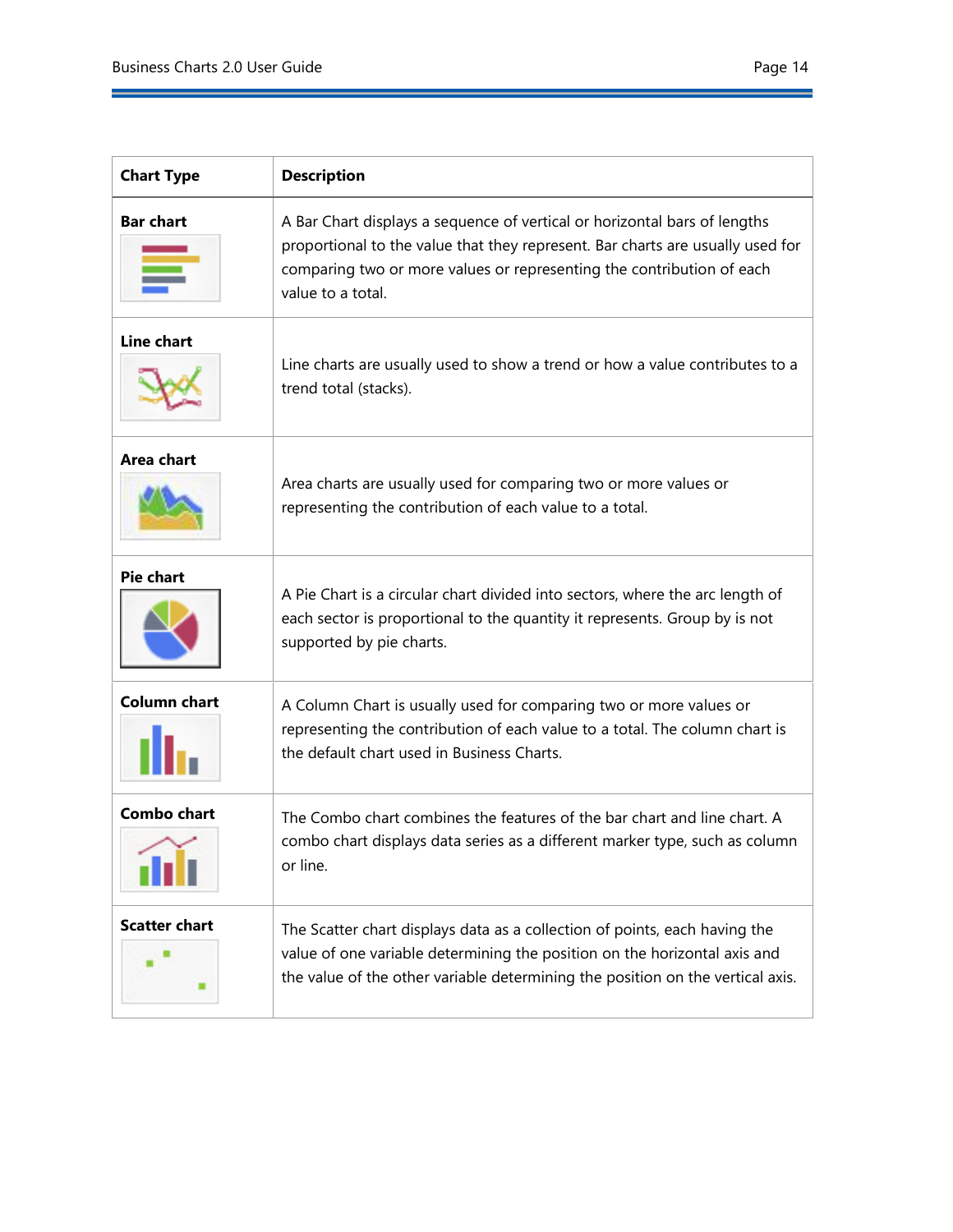| Chart Type | Description |
|---|---|
| **Bar chart** | A Bar Chart displays a sequence of vertical or horizontal bars of lengths proportional to the value that they represent. Bar charts are usually used for comparing two or more values or representing the contribution of each value to a total. |
| **Line chart** | Line charts are usually used to show a trend or how a value contributes to a trend total (stacks). |
| **Area chart** | Area charts are usually used for comparing two or more values or representing the contribution of each value to a total. |
| **Pie chart** | A Pie Chart is a circular chart divided into sectors, where the arc length of each sector is proportional to the quantity it represents. Group by is not supported by pie charts. |
| **Column chart** | A Column Chart is usually used for comparing two or more values or representing the contribution of each value to a total. The column chart is the default chart used in Business Charts. |
| **Combo chart** | The Combo chart combines the features of the bar chart and line chart. A combo chart displays data series as a different marker type, such as column or line. |
| **Scatter chart** | The Scatter chart displays data as a collection of points, each having the value of one variable determining the position on the horizontal axis and the value of the other variable determining the position on the vertical axis. |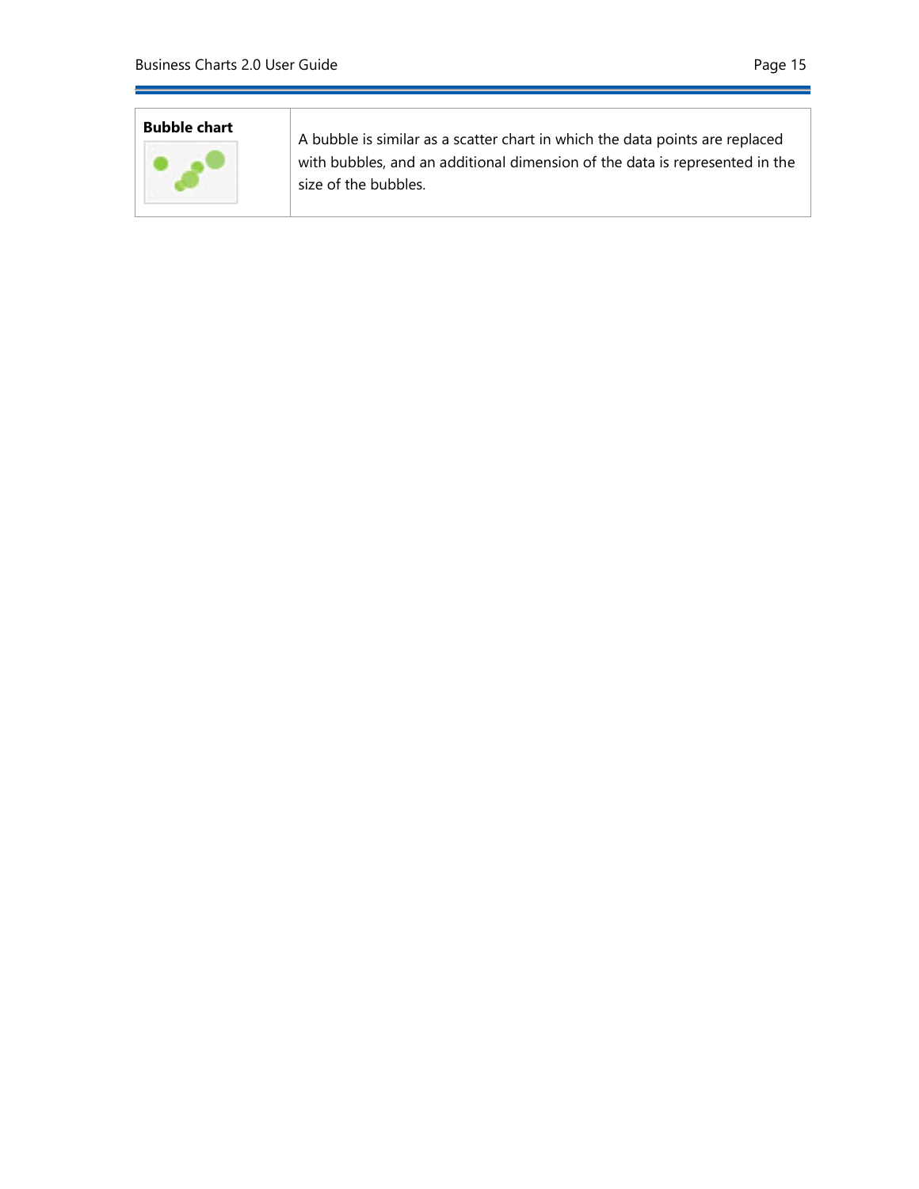| | |
|---|---|
| **Bubble chart** | A bubble is similar as a scatter chart in which the data points are replaced with bubbles, and an additional dimension of the data is represented in the size of the bubbles. |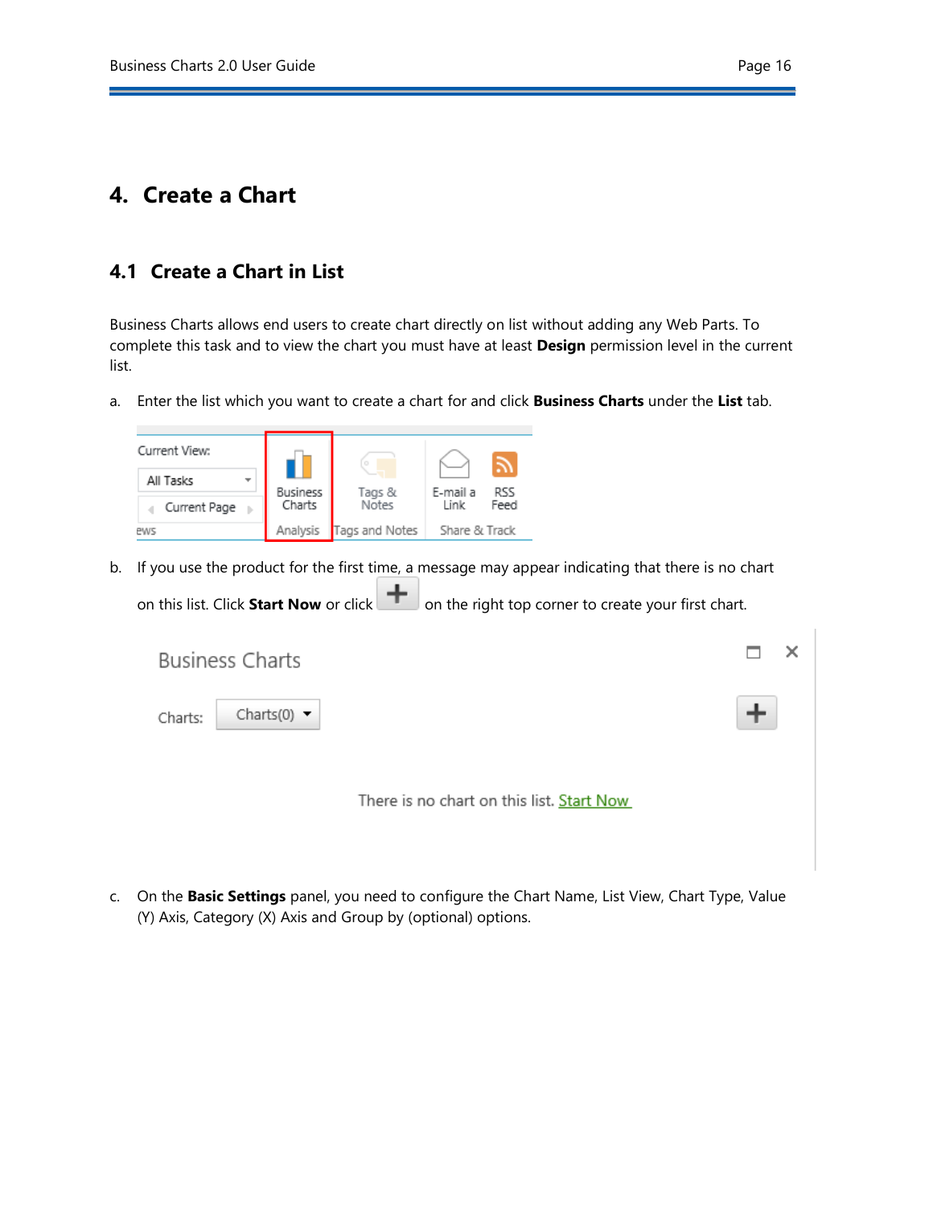# 4. Create a Chart

## 4.1 Create a Chart in List

Business Charts allows end users to create chart directly on list without adding any Web Parts. To complete this task and to view the chart you must have at least **Design** permission level in the current list.

a. Enter the list which you want to create a chart for and click **Business Charts** under the **List** tab.

b. If you use the product for the first time, a message may appear indicating that there is no chart on this list. Click **Start Now** or click + on the right top corner to create your first chart.

c. On the **Basic Settings** panel, you need to configure the Chart Name, List View, Chart Type, Value (Y) Axis, Category (X) Axis and Group by (optional) options.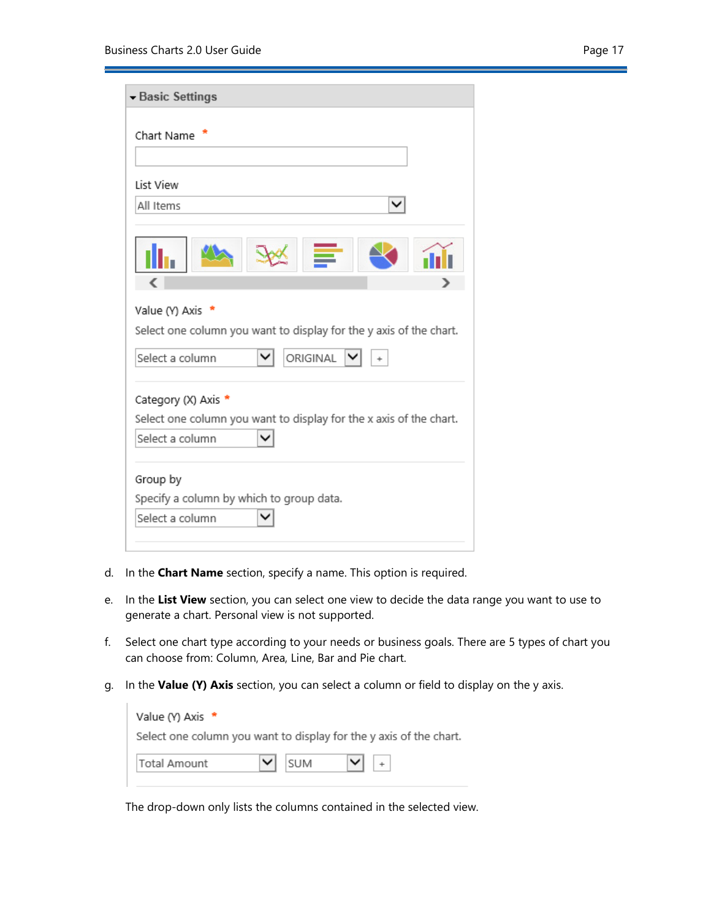d. In the **Chart Name** section, specify a name. This option is required.

e. In the **List View** section, you can select one view to decide the data range you want to use to generate a chart. Personal view is not supported.

f. Select one chart type according to your needs or business goals. There are 5 types of chart you can choose from: Column, Area, Line, Bar and Pie chart.

g. In the **Value (Y) Axis** section, you can select a column or field to display on the y axis.

The drop-down only lists the columns contained in the selected view.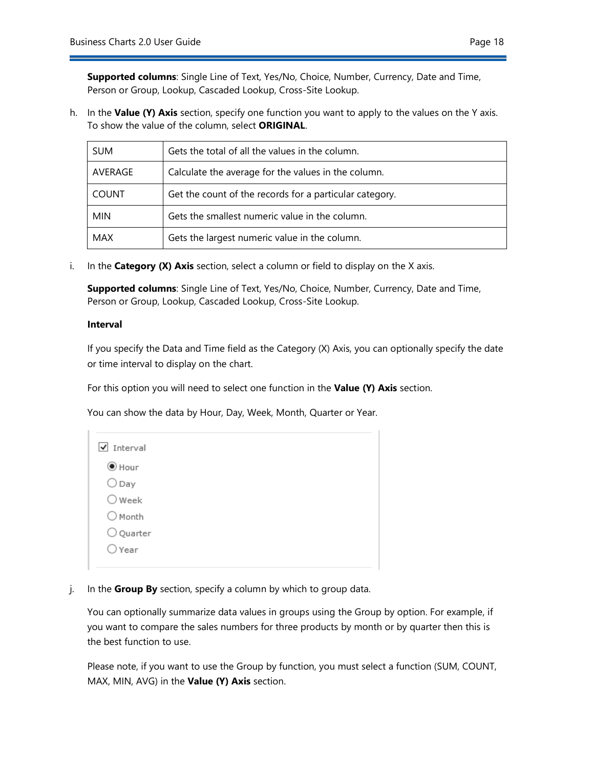**Supported columns**: Single Line of Text, Yes/No, Choice, Number, Currency, Date and Time, Person or Group, Lookup, Cascaded Lookup, Cross-Site Lookup.

h. In the **Value (Y) Axis** section, specify one function you want to apply to the values on the Y axis. To show the value of the column, select **ORIGINAL**.

| SUM | Gets the total of all the values in the column. |
|---|---|
| AVERAGE | Calculate the average for the values in the column. |
| COUNT | Get the count of the records for a particular category. |
| MIN | Gets the smallest numeric value in the column. |
| MAX | Gets the largest numeric value in the column. |

i. In the **Category (X) Axis** section, select a column or field to display on the X axis.

**Supported columns**: Single Line of Text, Yes/No, Choice, Number, Currency, Date and Time, Person or Group, Lookup, Cascaded Lookup, Cross-Site Lookup.

**Interval**

If you specify the Data and Time field as the Category (X) Axis, you can optionally specify the date or time interval to display on the chart.

For this option you will need to select one function in the **Value (Y) Axis** section.

You can show the data by Hour, Day, Week, Month, Quarter or Year.

- [x] Interval
  - (●) Hour
  - ( ) Day
  - ( ) Week
  - ( ) Month
  - ( ) Quarter
  - ( ) Year

j. In the **Group By** section, specify a column by which to group data.

You can optionally summarize data values in groups using the Group by option. For example, if you want to compare the sales numbers for three products by month or by quarter then this is the best function to use.

Please note, if you want to use the Group by function, you must select a function (SUM, COUNT, MAX, MIN, AVG) in the **Value (Y) Axis** section.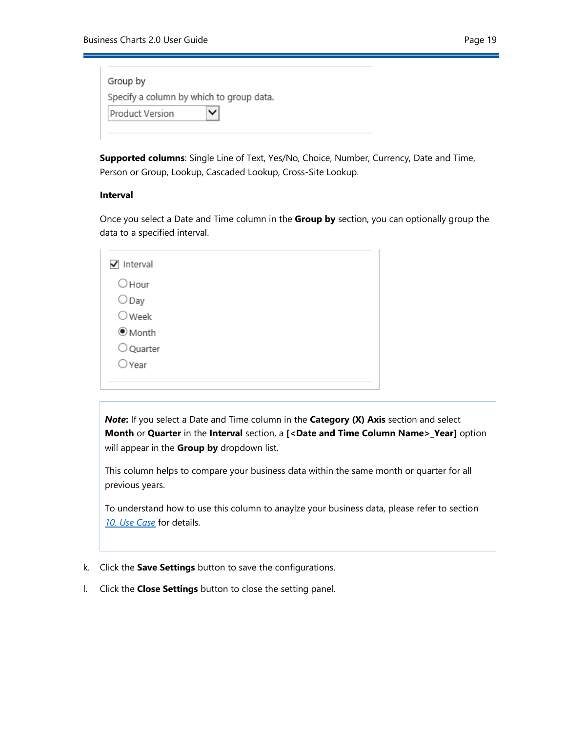Group by

Specify a column by which to group data.

Product Version

**Supported columns**: Single Line of Text, Yes/No, Choice, Number, Currency, Date and Time, Person or Group, Lookup, Cascaded Lookup, Cross-Site Lookup.

**Interval**

Once you select a Date and Time column in the **Group by** section, you can optionally group the data to a specified interval.

- [x] Interval
  - ( ) Hour
  - ( ) Day
  - ( ) Week
  - (•) Month
  - ( ) Quarter
  - ( ) Year

> ***Note*:** If you select a Date and Time column in the **Category (X) Axis** section and select **Month** or **Quarter** in the **Interval** section, a **[<Date and Time Column Name>_Year]** option will appear in the **Group by** dropdown list.
>
> This column helps to compare your business data within the same month or quarter for all previous years.
>
> To understand how to use this column to anaylze your business data, please refer to section *10. Use Case* for details.

k. Click the **Save Settings** button to save the configurations.

l. Click the **Close Settings** button to close the setting panel.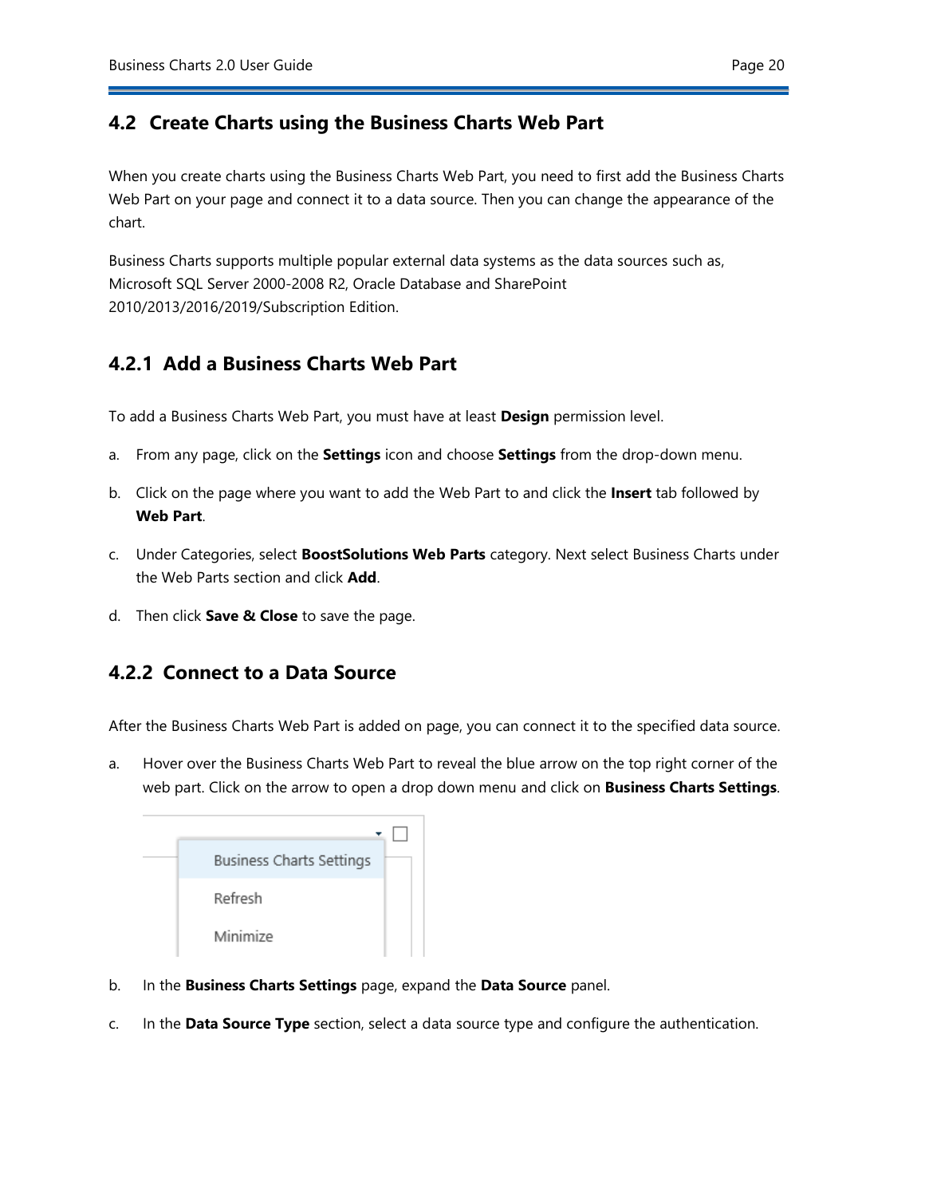## 4.2 Create Charts using the Business Charts Web Part

When you create charts using the Business Charts Web Part, you need to first add the Business Charts Web Part on your page and connect it to a data source. Then you can change the appearance of the chart.

Business Charts supports multiple popular external data systems as the data sources such as, Microsoft SQL Server 2000-2008 R2, Oracle Database and SharePoint 2010/2013/2016/2019/Subscription Edition.

### 4.2.1 Add a Business Charts Web Part

To add a Business Charts Web Part, you must have at least **Design** permission level.

a. From any page, click on the **Settings** icon and choose **Settings** from the drop-down menu.

b. Click on the page where you want to add the Web Part to and click the **Insert** tab followed by **Web Part**.

c. Under Categories, select **BoostSolutions Web Parts** category. Next select Business Charts under the Web Parts section and click **Add**.

d. Then click **Save & Close** to save the page.

### 4.2.2 Connect to a Data Source

After the Business Charts Web Part is added on page, you can connect it to the specified data source.

a. Hover over the Business Charts Web Part to reveal the blue arrow on the top right corner of the web part. Click on the arrow to open a drop down menu and click on **Business Charts Settings**.

b. In the **Business Charts Settings** page, expand the **Data Source** panel.

c. In the **Data Source Type** section, select a data source type and configure the authentication.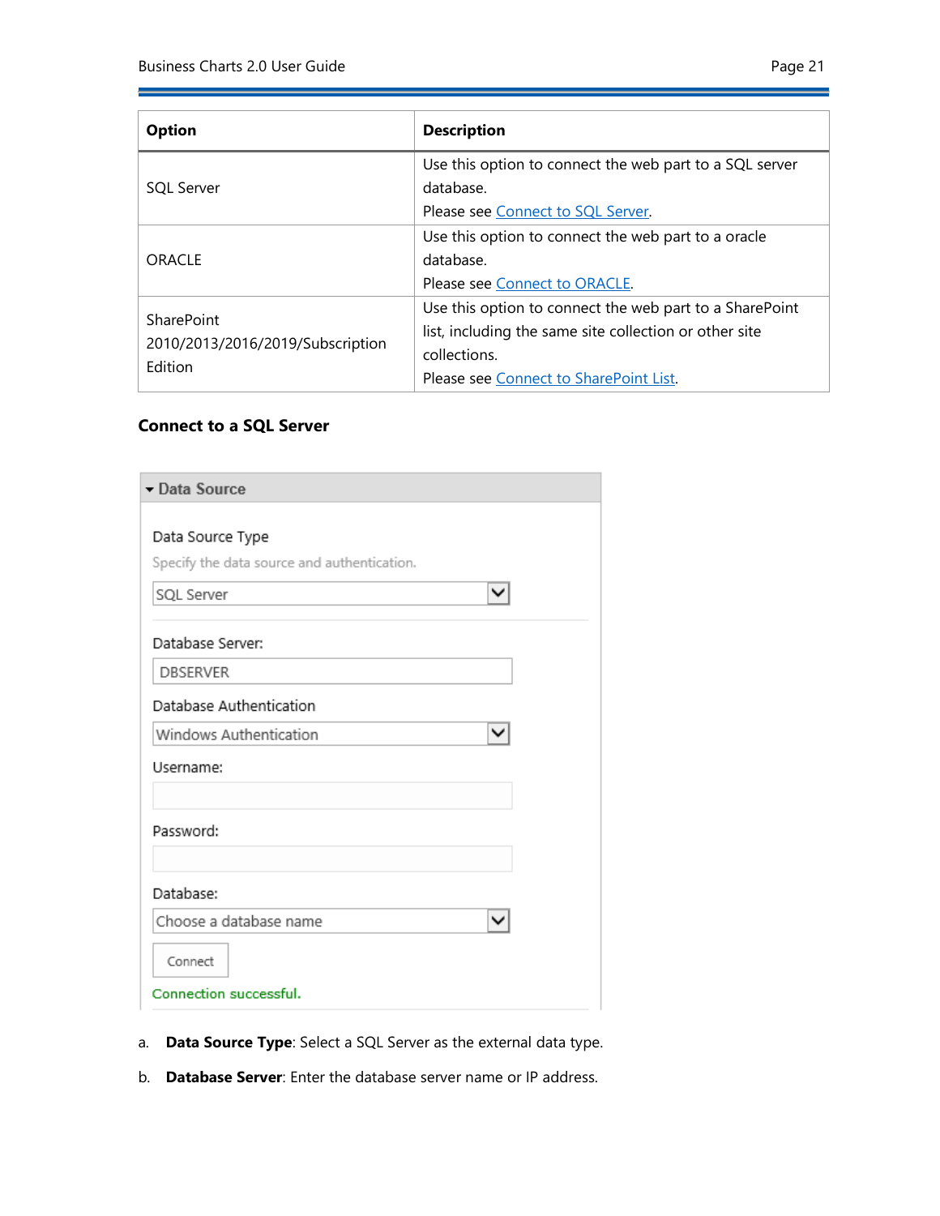| Option | Description |
| --- | --- |
| SQL Server | Use this option to connect the web part to a SQL server database.<br>Please see Connect to SQL Server. |
| ORACLE | Use this option to connect the web part to a oracle database.<br>Please see Connect to ORACLE. |
| SharePoint 2010/2013/2016/2019/Subscription Edition | Use this option to connect the web part to a SharePoint list, including the same site collection or other site collections.<br>Please see Connect to SharePoint List. |

### Connect to a SQL Server

a. **Data Source Type**: Select a SQL Server as the external data type.

b. **Database Server**: Enter the database server name or IP address.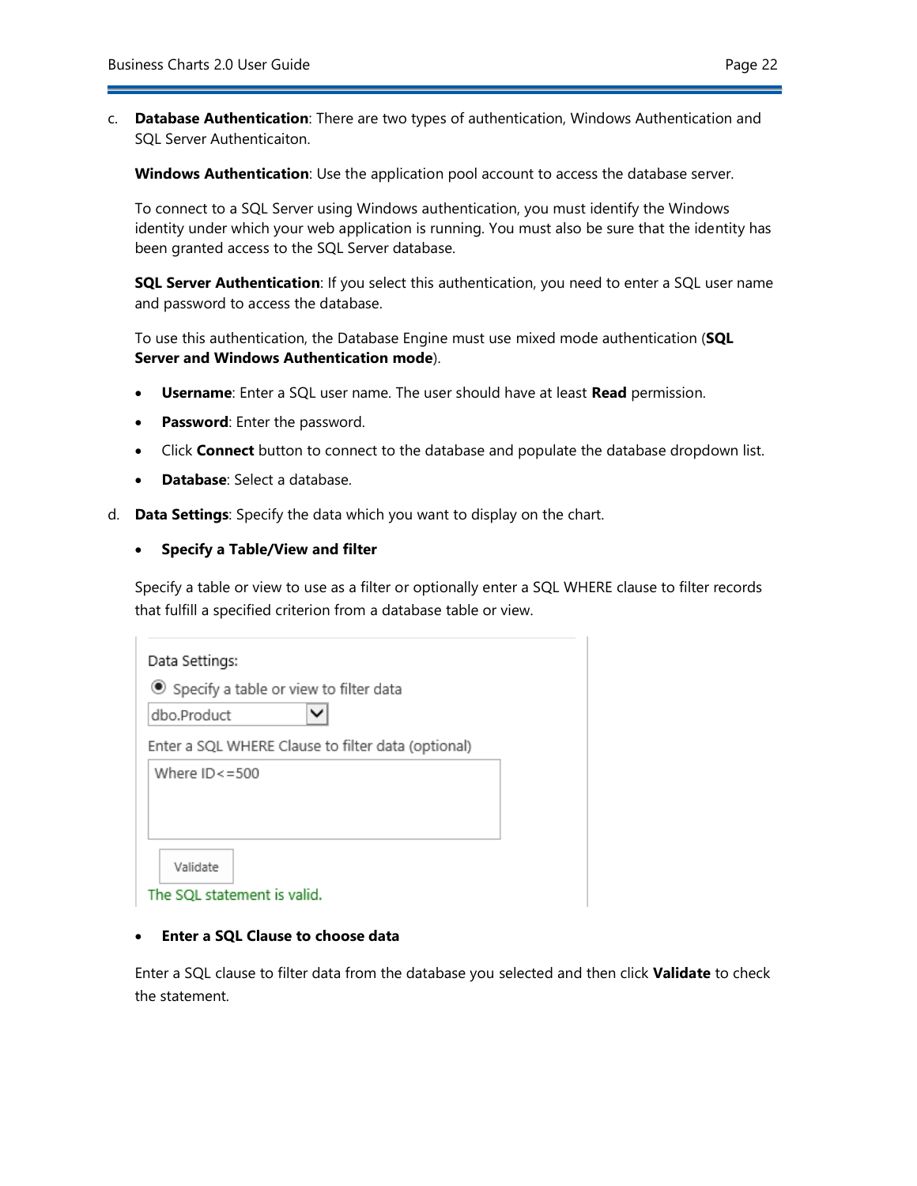c. **Database Authentication**: There are two types of authentication, Windows Authentication and SQL Server Authenticaiton.

   **Windows Authentication**: Use the application pool account to access the database server.

   To connect to a SQL Server using Windows authentication, you must identify the Windows identity under which your web application is running. You must also be sure that the identity has been granted access to the SQL Server database.

   **SQL Server Authentication**: If you select this authentication, you need to enter a SQL user name and password to access the database.

   To use this authentication, the Database Engine must use mixed mode authentication (**SQL Server and Windows Authentication mode**).

   - **Username**: Enter a SQL user name. The user should have at least **Read** permission.
   - **Password**: Enter the password.
   - Click **Connect** button to connect to the database and populate the database dropdown list.
   - **Database**: Select a database.

d. **Data Settings**: Specify the data which you want to display on the chart.

   - **Specify a Table/View and filter**

   Specify a table or view to use as a filter or optionally enter a SQL WHERE clause to filter records that fulfill a specified criterion from a database table or view.

   Data Settings:

   ◉ Specify a table or view to filter data

   dbo.Product

   Enter a SQL WHERE Clause to filter data (optional)

   ```
   Where ID<=500
   ```

   Validate

   The SQL statement is valid.

   - **Enter a SQL Clause to choose data**

   Enter a SQL clause to filter data from the database you selected and then click **Validate** to check the statement.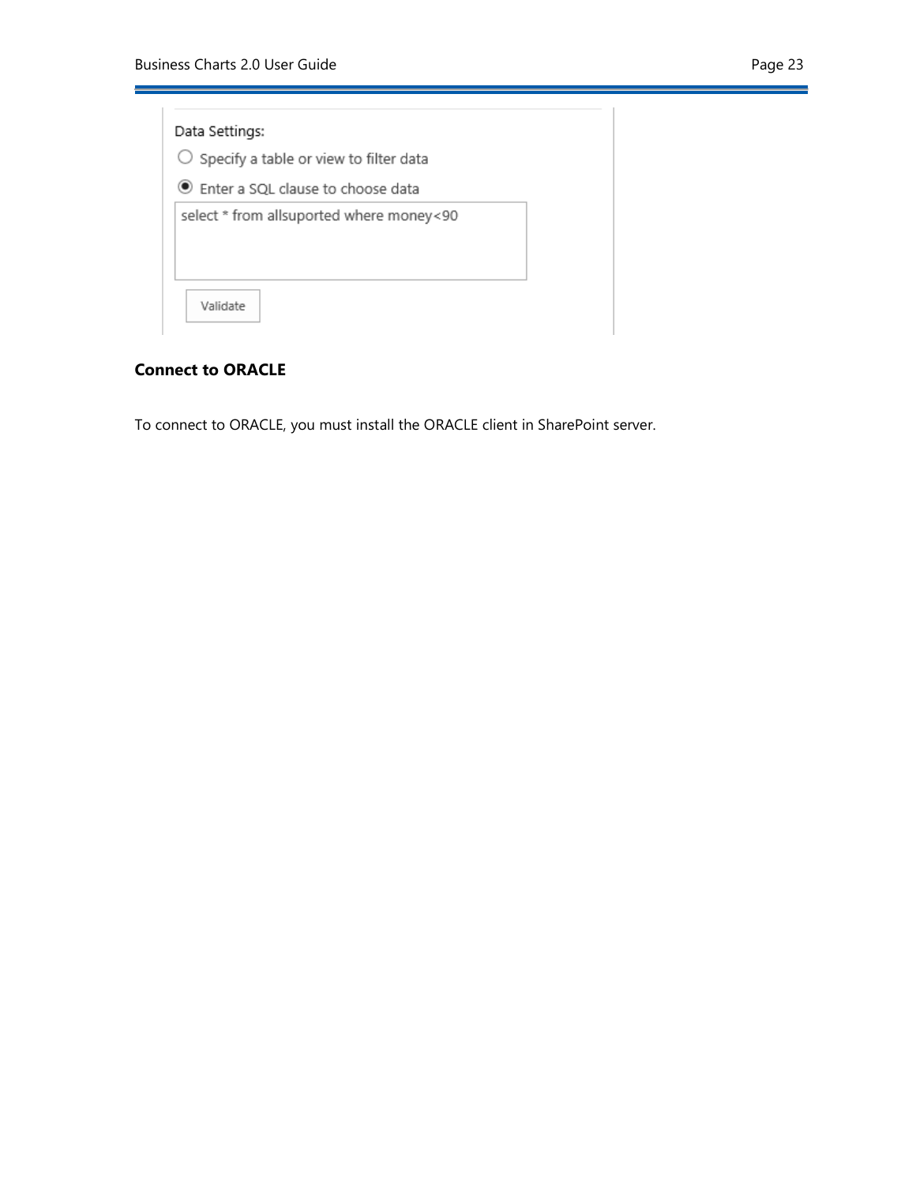Data Settings:

○ Specify a table or view to filter data

◉ Enter a SQL clause to choose data

```
select * from allsuported where money<90
```

Validate

**Connect to ORACLE**

To connect to ORACLE, you must install the ORACLE client in SharePoint server.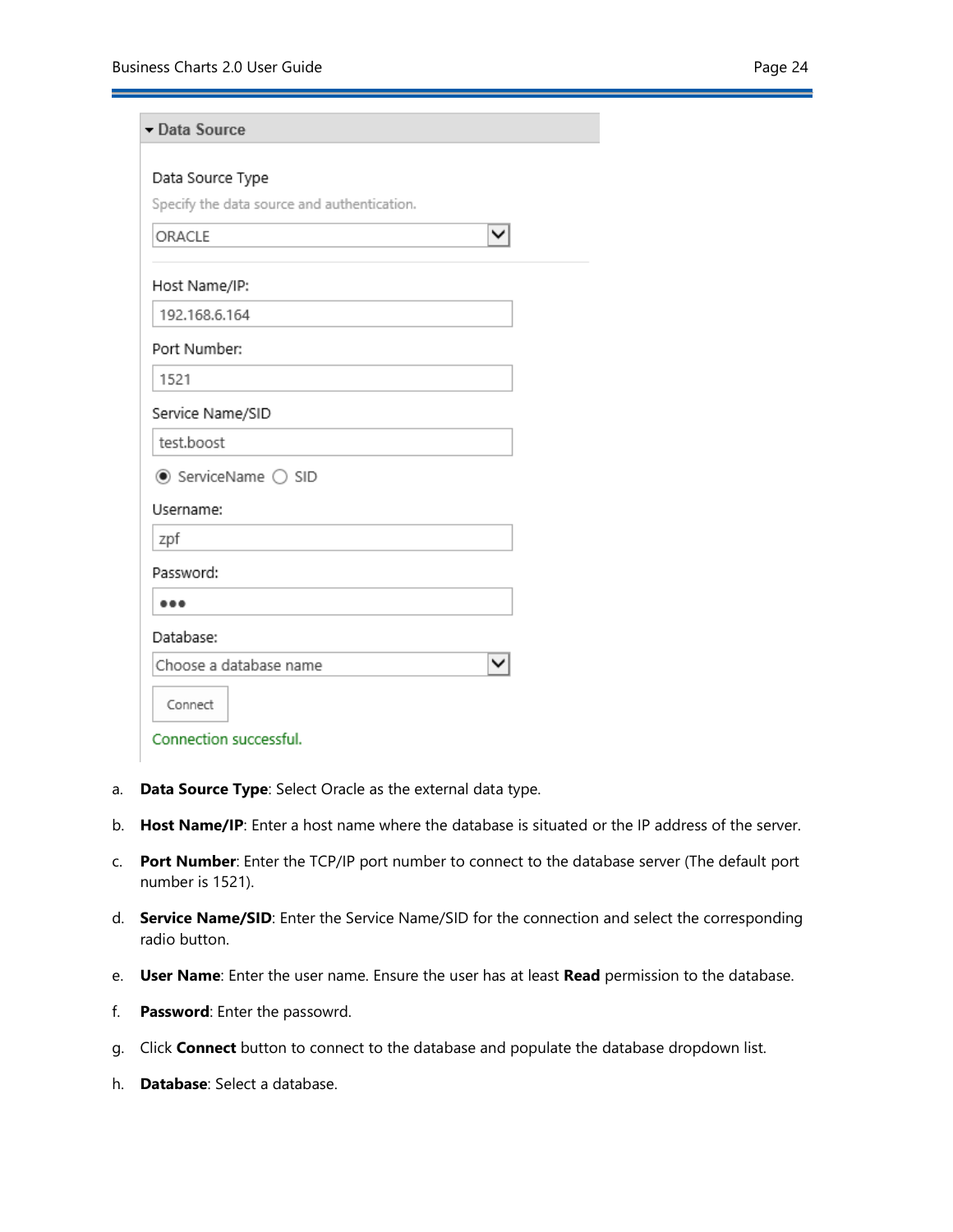- a. **Data Source Type**: Select Oracle as the external data type.
- b. **Host Name/IP**: Enter a host name where the database is situated or the IP address of the server.
- c. **Port Number**: Enter the TCP/IP port number to connect to the database server (The default port number is 1521).
- d. **Service Name/SID**: Enter the Service Name/SID for the connection and select the corresponding radio button.
- e. **User Name**: Enter the user name. Ensure the user has at least **Read** permission to the database.
- f. **Password**: Enter the passowrd.
- g. Click **Connect** button to connect to the database and populate the database dropdown list.
- h. **Database**: Select a database.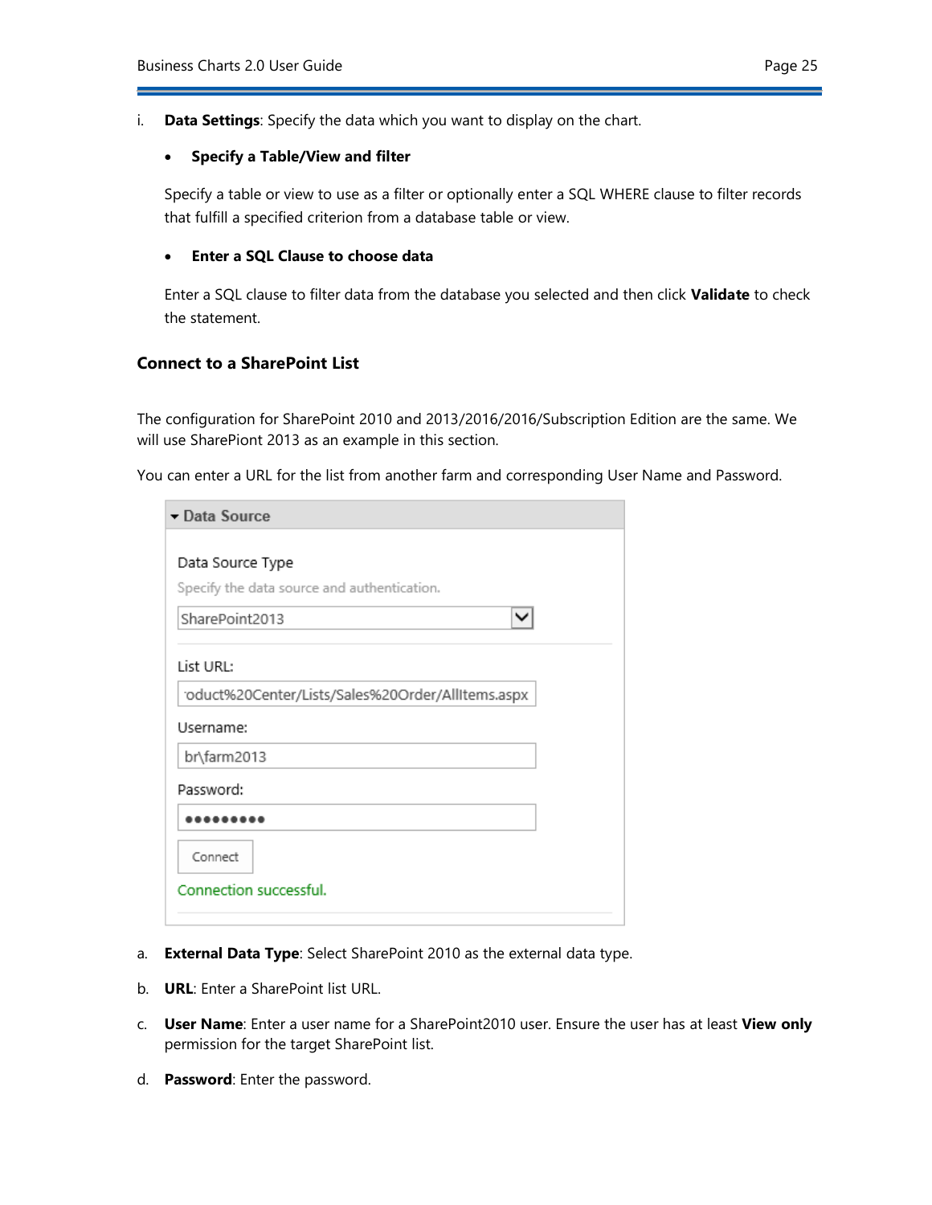i. **Data Settings**: Specify the data which you want to display on the chart.

   - **Specify a Table/View and filter**

   Specify a table or view to use as a filter or optionally enter a SQL WHERE clause to filter records that fulfill a specified criterion from a database table or view.

   - **Enter a SQL Clause to choose data**

   Enter a SQL clause to filter data from the database you selected and then click **Validate** to check the statement.

### Connect to a SharePoint List

The configuration for SharePoint 2010 and 2013/2016/2016/Subscription Edition are the same. We will use SharePiont 2013 as an example in this section.

You can enter a URL for the list from another farm and corresponding User Name and Password.

a. **External Data Type**: Select SharePoint 2010 as the external data type.

b. **URL**: Enter a SharePoint list URL.

c. **User Name**: Enter a user name for a SharePoint2010 user. Ensure the user has at least **View only** permission for the target SharePoint list.

d. **Password**: Enter the password.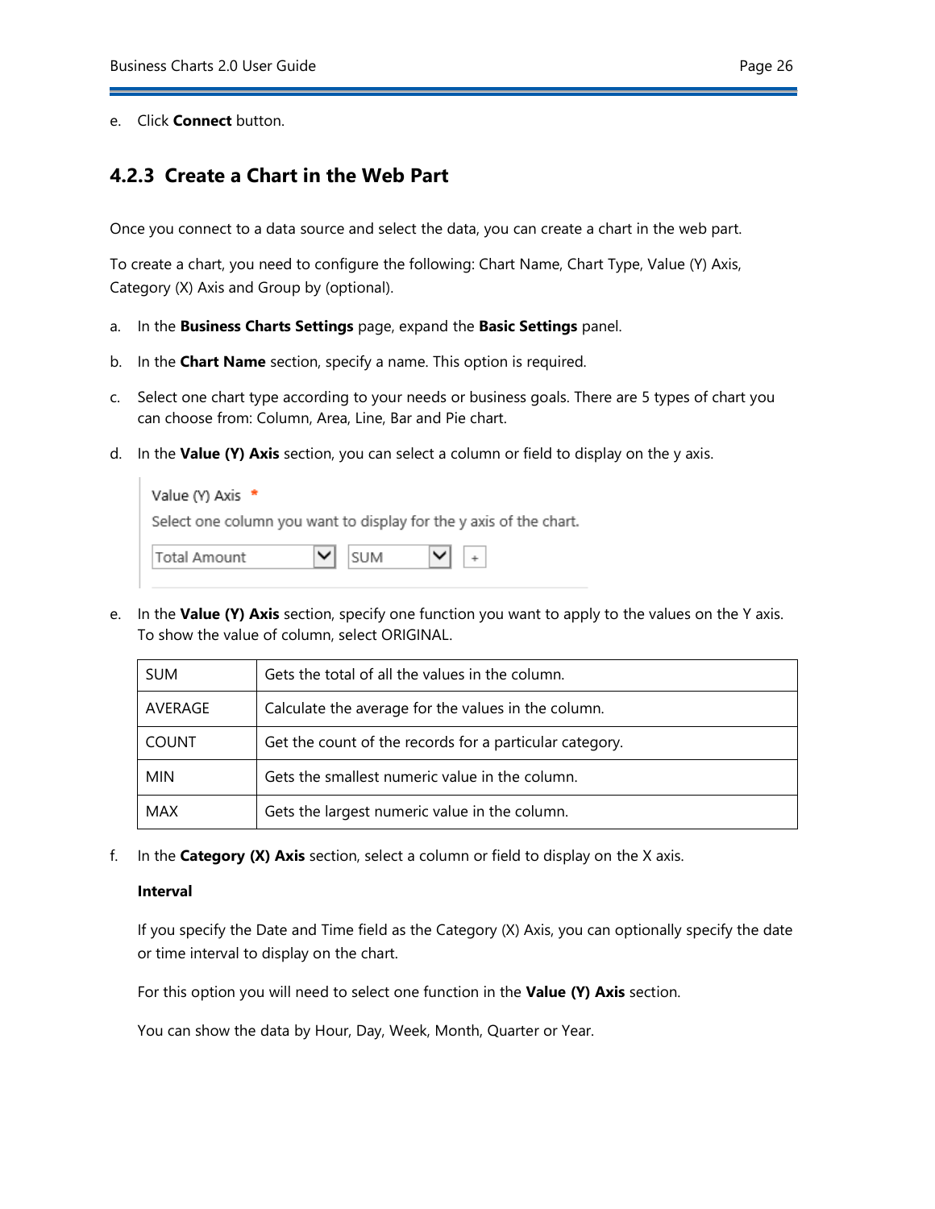e. Click **Connect** button.

### 4.2.3 Create a Chart in the Web Part

Once you connect to a data source and select the data, you can create a chart in the web part.

To create a chart, you need to configure the following: Chart Name, Chart Type, Value (Y) Axis, Category (X) Axis and Group by (optional).

a. In the **Business Charts Settings** page, expand the **Basic Settings** panel.

b. In the **Chart Name** section, specify a name. This option is required.

c. Select one chart type according to your needs or business goals. There are 5 types of chart you can choose from: Column, Area, Line, Bar and Pie chart.

d. In the **Value (Y) Axis** section, you can select a column or field to display on the y axis.

   Value (Y) Axis *
   Select one column you want to display for the y axis of the chart.
   Total Amount | SUM | +

e. In the **Value (Y) Axis** section, specify one function you want to apply to the values on the Y axis. To show the value of column, select ORIGINAL.

| SUM | Gets the total of all the values in the column. |
|---|---|
| AVERAGE | Calculate the average for the values in the column. |
| COUNT | Get the count of the records for a particular category. |
| MIN | Gets the smallest numeric value in the column. |
| MAX | Gets the largest numeric value in the column. |

f. In the **Category (X) Axis** section, select a column or field to display on the X axis.

   **Interval**

   If you specify the Date and Time field as the Category (X) Axis, you can optionally specify the date or time interval to display on the chart.

   For this option you will need to select one function in the **Value (Y) Axis** section.

   You can show the data by Hour, Day, Week, Month, Quarter or Year.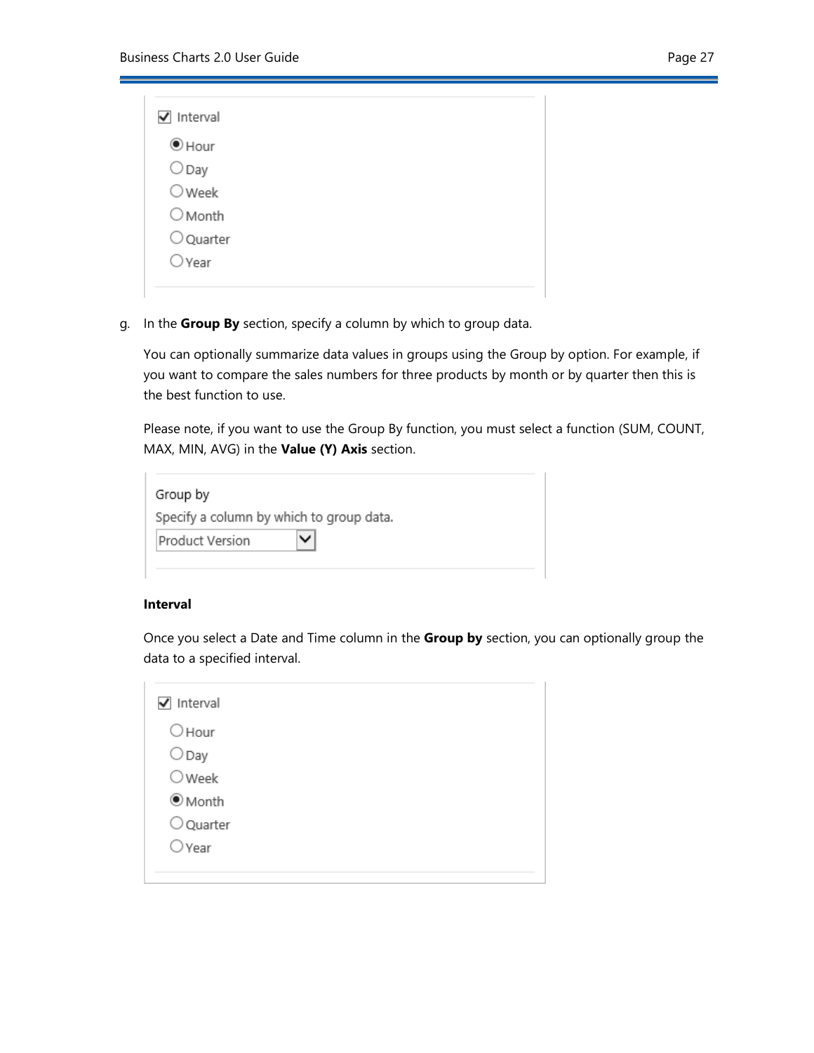☑ Interval

◉ Hour
○ Day
○ Week
○ Month
○ Quarter
○ Year

g. In the **Group By** section, specify a column by which to group data.

   You can optionally summarize data values in groups using the Group by option. For example, if you want to compare the sales numbers for three products by month or by quarter then this is the best function to use.

   Please note, if you want to use the Group By function, you must select a function (SUM, COUNT, MAX, MIN, AVG) in the **Value (Y) Axis** section.

   Group by
   Specify a column by which to group data.
   Product Version

   **Interval**

   Once you select a Date and Time column in the **Group by** section, you can optionally group the data to a specified interval.

   ☑ Interval

   ○ Hour
   ○ Day
   ○ Week
   ◉ Month
   ○ Quarter
   ○ Year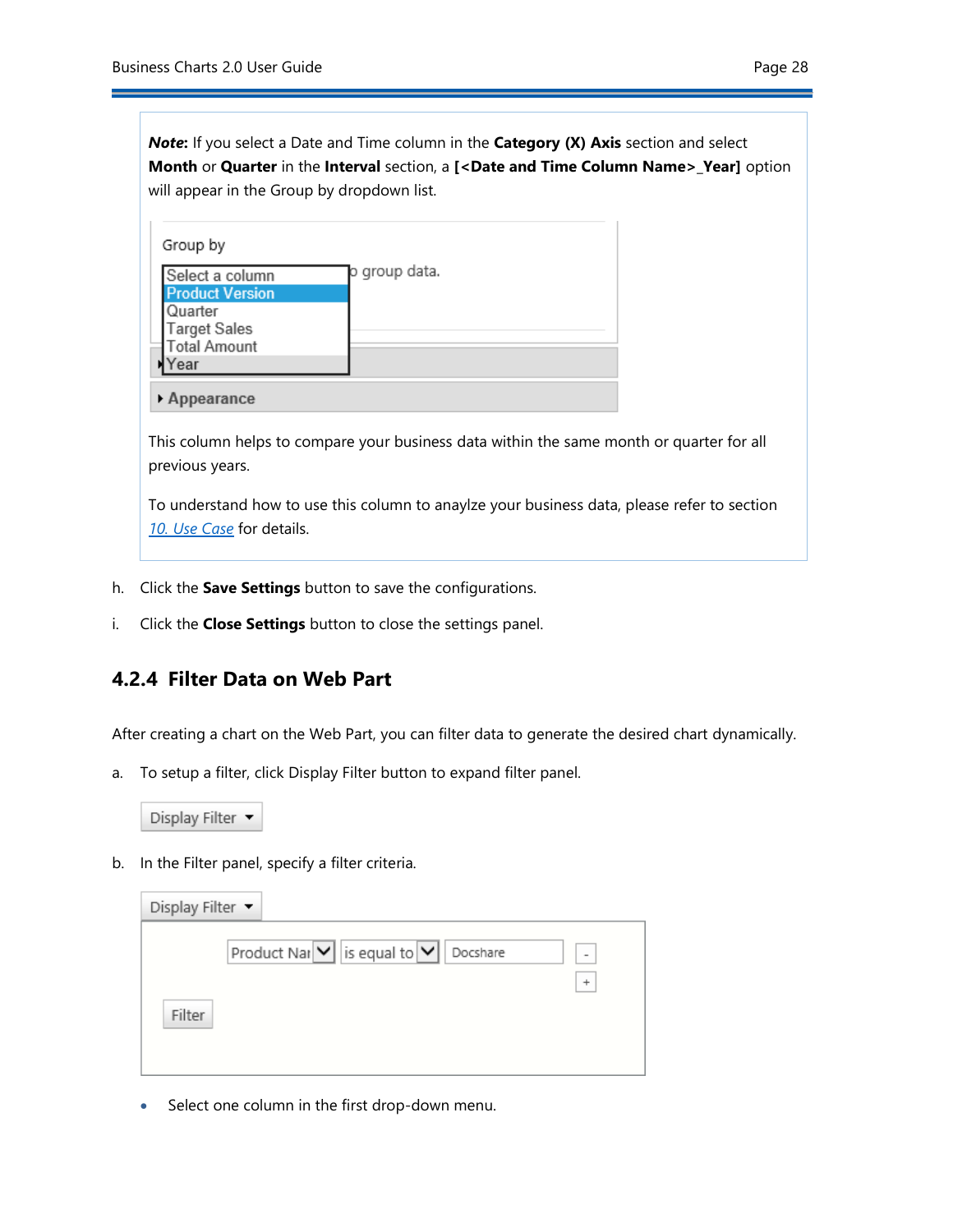***Note*:** If you select a Date and Time column in the **Category (X) Axis** section and select **Month** or **Quarter** in the **Interval** section, a **[<Date and Time Column Name>_Year]** option will appear in the Group by dropdown list.

This column helps to compare your business data within the same month or quarter for all previous years.

To understand how to use this column to anaylze your business data, please refer to section [10. Use Case](#) for details.

h. Click the **Save Settings** button to save the configurations.

i. Click the **Close Settings** button to close the settings panel.

### 4.2.4 Filter Data on Web Part

After creating a chart on the Web Part, you can filter data to generate the desired chart dynamically.

a. To setup a filter, click Display Filter button to expand filter panel.

b. In the Filter panel, specify a filter criteria.

- Select one column in the first drop-down menu.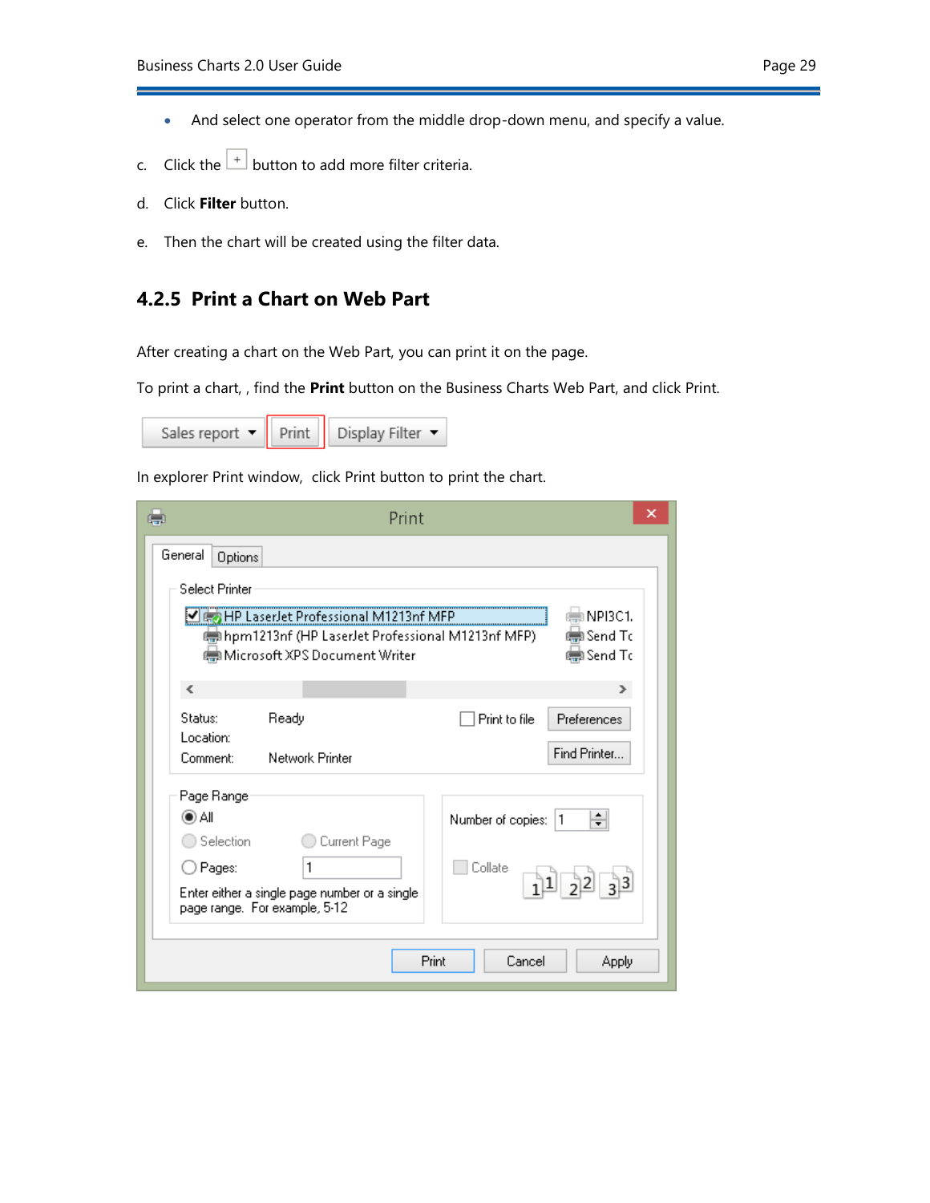- And select one operator from the middle drop-down menu, and specify a value.

c. Click the + button to add more filter criteria.

d. Click **Filter** button.

e. Then the chart will be created using the filter data.

### 4.2.5 Print a Chart on Web Part

After creating a chart on the Web Part, you can print it on the page.

To print a chart, , find the **Print** button on the Business Charts Web Part, and click Print.

In explorer Print window, click Print button to print the chart.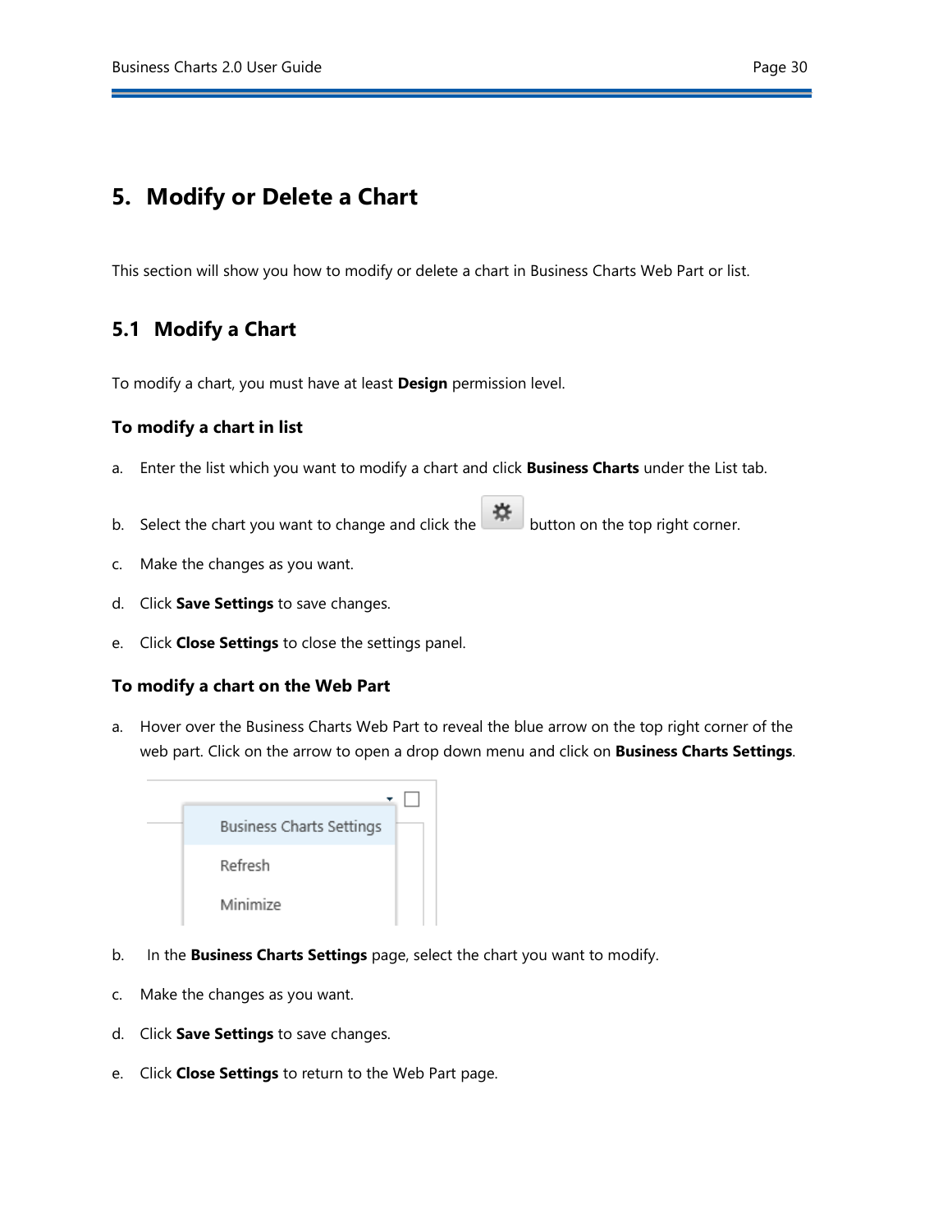# 5. Modify or Delete a Chart

This section will show you how to modify or delete a chart in Business Charts Web Part or list.

## 5.1 Modify a Chart

To modify a chart, you must have at least **Design** permission level.

### To modify a chart in list

a. Enter the list which you want to modify a chart and click **Business Charts** under the List tab.

b. Select the chart you want to change and click the button on the top right corner.

c. Make the changes as you want.

d. Click **Save Settings** to save changes.

e. Click **Close Settings** to close the settings panel.

### To modify a chart on the Web Part

a. Hover over the Business Charts Web Part to reveal the blue arrow on the top right corner of the web part. Click on the arrow to open a drop down menu and click on **Business Charts Settings**.

b. In the **Business Charts Settings** page, select the chart you want to modify.

c. Make the changes as you want.

d. Click **Save Settings** to save changes.

e. Click **Close Settings** to return to the Web Part page.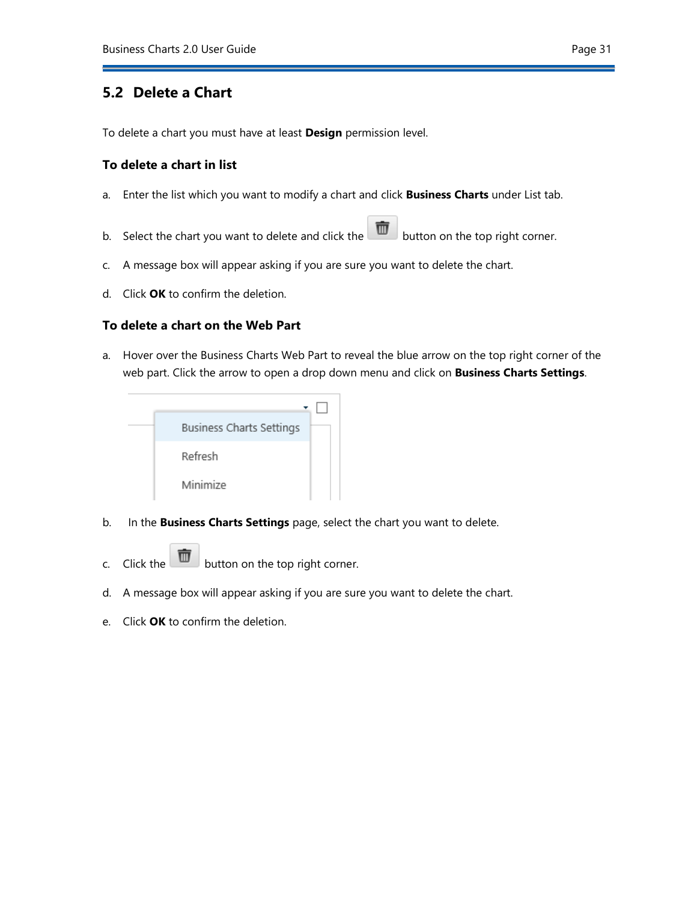## 5.2 Delete a Chart

To delete a chart you must have at least **Design** permission level.

### To delete a chart in list

a. Enter the list which you want to modify a chart and click **Business Charts** under List tab.

b. Select the chart you want to delete and click the button on the top right corner.

c. A message box will appear asking if you are sure you want to delete the chart.

d. Click **OK** to confirm the deletion.

### To delete a chart on the Web Part

a. Hover over the Business Charts Web Part to reveal the blue arrow on the top right corner of the web part. Click the arrow to open a drop down menu and click on **Business Charts Settings**.

b. In the **Business Charts Settings** page, select the chart you want to delete.

c. Click the button on the top right corner.

d. A message box will appear asking if you are sure you want to delete the chart.

e. Click **OK** to confirm the deletion.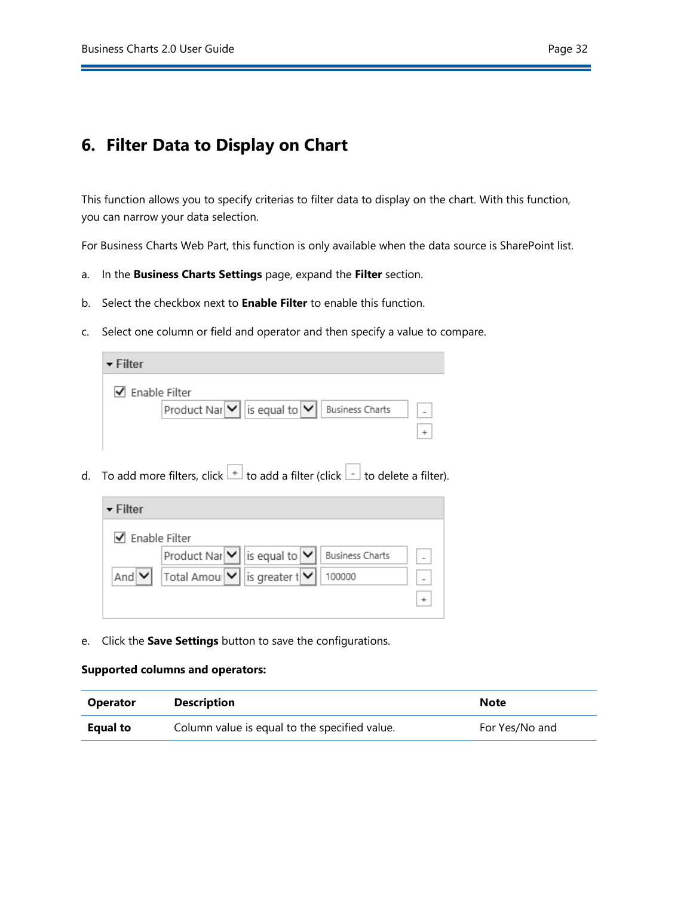# 6. Filter Data to Display on Chart

This function allows you to specify criterias to filter data to display on the chart. With this function, you can narrow your data selection.

For Business Charts Web Part, this function is only available when the data source is SharePoint list.

a. In the **Business Charts Settings** page, expand the **Filter** section.

b. Select the checkbox next to **Enable Filter** to enable this function.

c. Select one column or field and operator and then specify a value to compare.

d. To add more filters, click + to add a filter (click - to delete a filter).

e. Click the **Save Settings** button to save the configurations.

**Supported columns and operators:**

| Operator | Description | Note |
|---|---|---|
| **Equal to** | Column value is equal to the specified value. | For Yes/No and |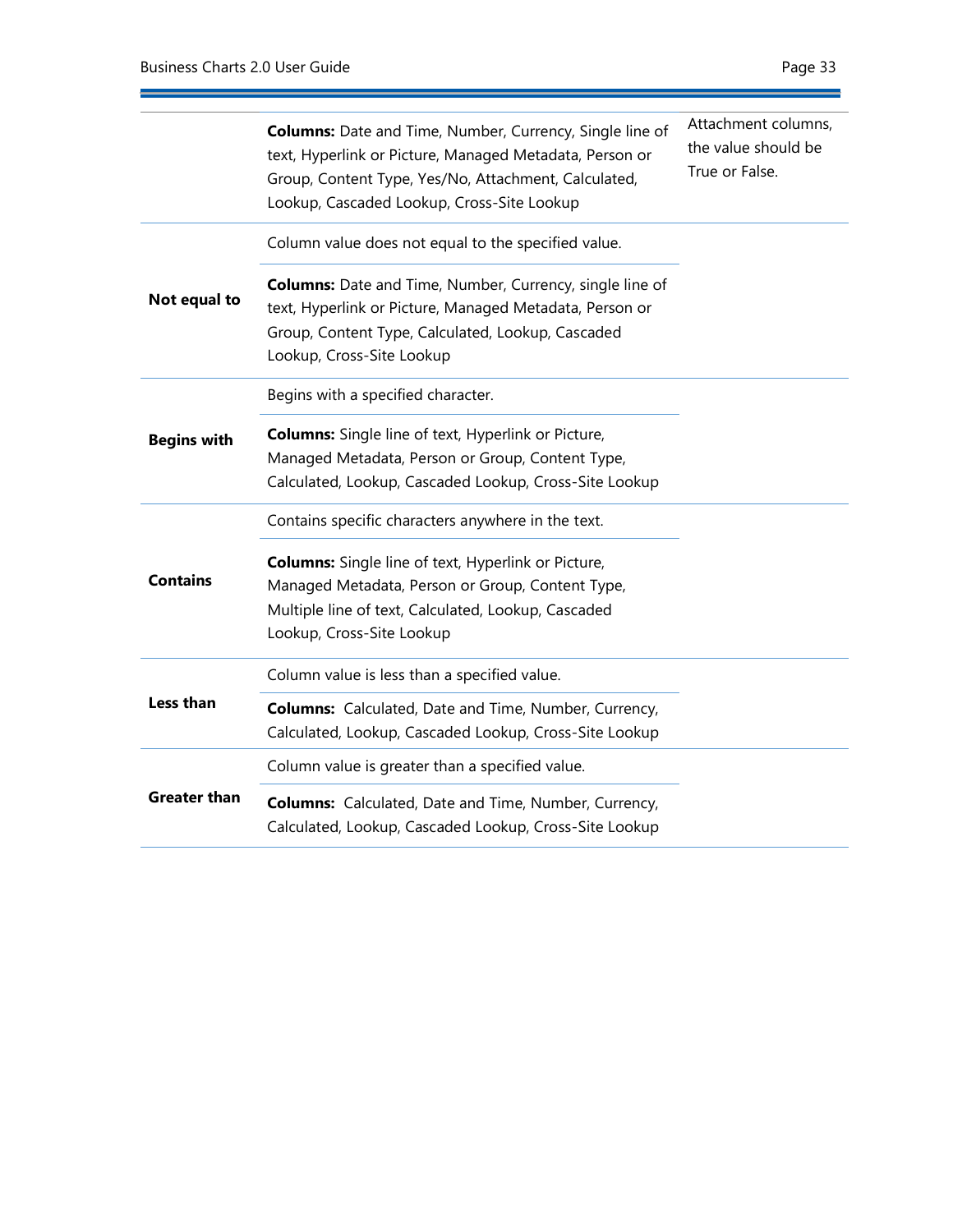| | | |
|---|---|---|
| | **Columns:** Date and Time, Number, Currency, Single line of text, Hyperlink or Picture, Managed Metadata, Person or Group, Content Type, Yes/No, Attachment, Calculated, Lookup, Cascaded Lookup, Cross-Site Lookup | Attachment columns, the value should be True or False. |
| **Not equal to** | Column value does not equal to the specified value. | |
| | **Columns:** Date and Time, Number, Currency, single line of text, Hyperlink or Picture, Managed Metadata, Person or Group, Content Type, Calculated, Lookup, Cascaded Lookup, Cross-Site Lookup | |
| **Begins with** | Begins with a specified character. | |
| | **Columns:** Single line of text, Hyperlink or Picture, Managed Metadata, Person or Group, Content Type, Calculated, Lookup, Cascaded Lookup, Cross-Site Lookup | |
| **Contains** | Contains specific characters anywhere in the text. | |
| | **Columns:** Single line of text, Hyperlink or Picture, Managed Metadata, Person or Group, Content Type, Multiple line of text, Calculated, Lookup, Cascaded Lookup, Cross-Site Lookup | |
| **Less than** | Column value is less than a specified value. | |
| | **Columns:** Calculated, Date and Time, Number, Currency, Calculated, Lookup, Cascaded Lookup, Cross-Site Lookup | |
| **Greater than** | Column value is greater than a specified value. | |
| | **Columns:** Calculated, Date and Time, Number, Currency, Calculated, Lookup, Cascaded Lookup, Cross-Site Lookup | |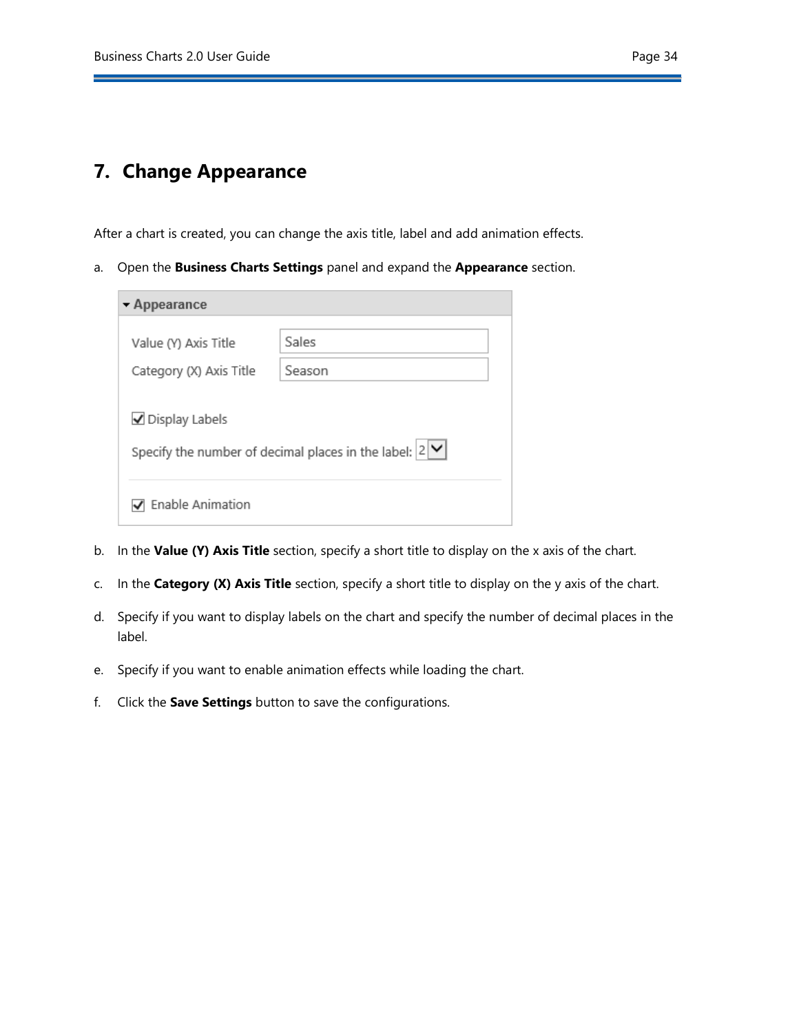# 7. Change Appearance

After a chart is created, you can change the axis title, label and add animation effects.

a. Open the **Business Charts Settings** panel and expand the **Appearance** section.

b. In the **Value (Y) Axis Title** section, specify a short title to display on the x axis of the chart.

c. In the **Category (X) Axis Title** section, specify a short title to display on the y axis of the chart.

d. Specify if you want to display labels on the chart and specify the number of decimal places in the label.

e. Specify if you want to enable animation effects while loading the chart.

f. Click the **Save Settings** button to save the configurations.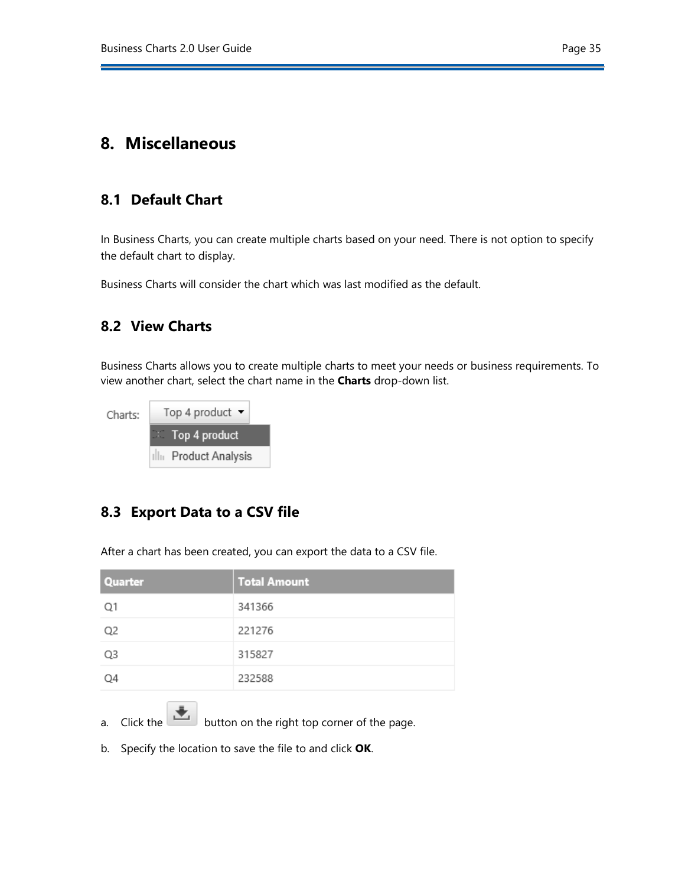# 8. Miscellaneous

## 8.1 Default Chart

In Business Charts, you can create multiple charts based on your need. There is not option to specify the default chart to display.

Business Charts will consider the chart which was last modified as the default.

## 8.2 View Charts

Business Charts allows you to create multiple charts to meet your needs or business requirements. To view another chart, select the chart name in the **Charts** drop-down list.

Charts: Top 4 product
- Top 4 product
- Product Analysis

## 8.3 Export Data to a CSV file

After a chart has been created, you can export the data to a CSV file.

| Quarter | Total Amount |
|---|---|
| Q1 | 341366 |
| Q2 | 221276 |
| Q3 | 315827 |
| Q4 | 232588 |

a. Click the button on the right top corner of the page.

b. Specify the location to save the file to and click **OK**.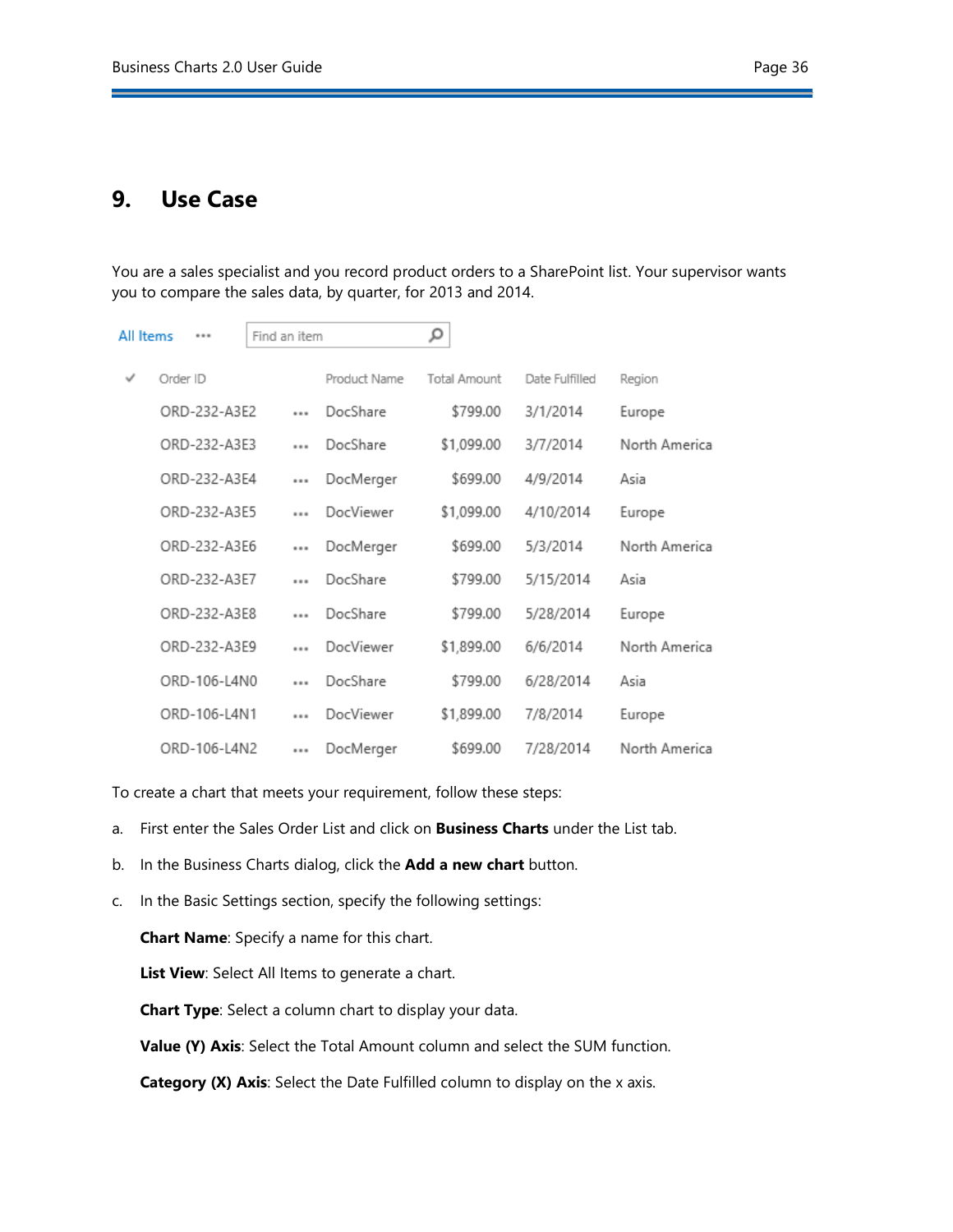# 9. Use Case

You are a sales specialist and you record product orders to a SharePoint list. Your supervisor wants you to compare the sales data, by quarter, for 2013 and 2014.

All Items ••• Find an item

| ✓ | Order ID | | Product Name | Total Amount | Date Fulfilled | Region |
|---|---|---|---|---|---|---|
| | ORD-232-A3E2 | ••• | DocShare | $799.00 | 3/1/2014 | Europe |
| | ORD-232-A3E3 | ••• | DocShare | $1,099.00 | 3/7/2014 | North America |
| | ORD-232-A3E4 | ••• | DocMerger | $699.00 | 4/9/2014 | Asia |
| | ORD-232-A3E5 | ••• | DocViewer | $1,099.00 | 4/10/2014 | Europe |
| | ORD-232-A3E6 | ••• | DocMerger | $699.00 | 5/3/2014 | North America |
| | ORD-232-A3E7 | ••• | DocShare | $799.00 | 5/15/2014 | Asia |
| | ORD-232-A3E8 | ••• | DocShare | $799.00 | 5/28/2014 | Europe |
| | ORD-232-A3E9 | ••• | DocViewer | $1,899.00 | 6/6/2014 | North America |
| | ORD-106-L4N0 | ••• | DocShare | $799.00 | 6/28/2014 | Asia |
| | ORD-106-L4N1 | ••• | DocViewer | $1,899.00 | 7/8/2014 | Europe |
| | ORD-106-L4N2 | ••• | DocMerger | $699.00 | 7/28/2014 | North America |

To create a chart that meets your requirement, follow these steps:

a. First enter the Sales Order List and click on **Business Charts** under the List tab.

b. In the Business Charts dialog, click the **Add a new chart** button.

c. In the Basic Settings section, specify the following settings:

   **Chart Name**: Specify a name for this chart.

   **List View**: Select All Items to generate a chart.

   **Chart Type**: Select a column chart to display your data.

   **Value (Y) Axis**: Select the Total Amount column and select the SUM function.

   **Category (X) Axis**: Select the Date Fulfilled column to display on the x axis.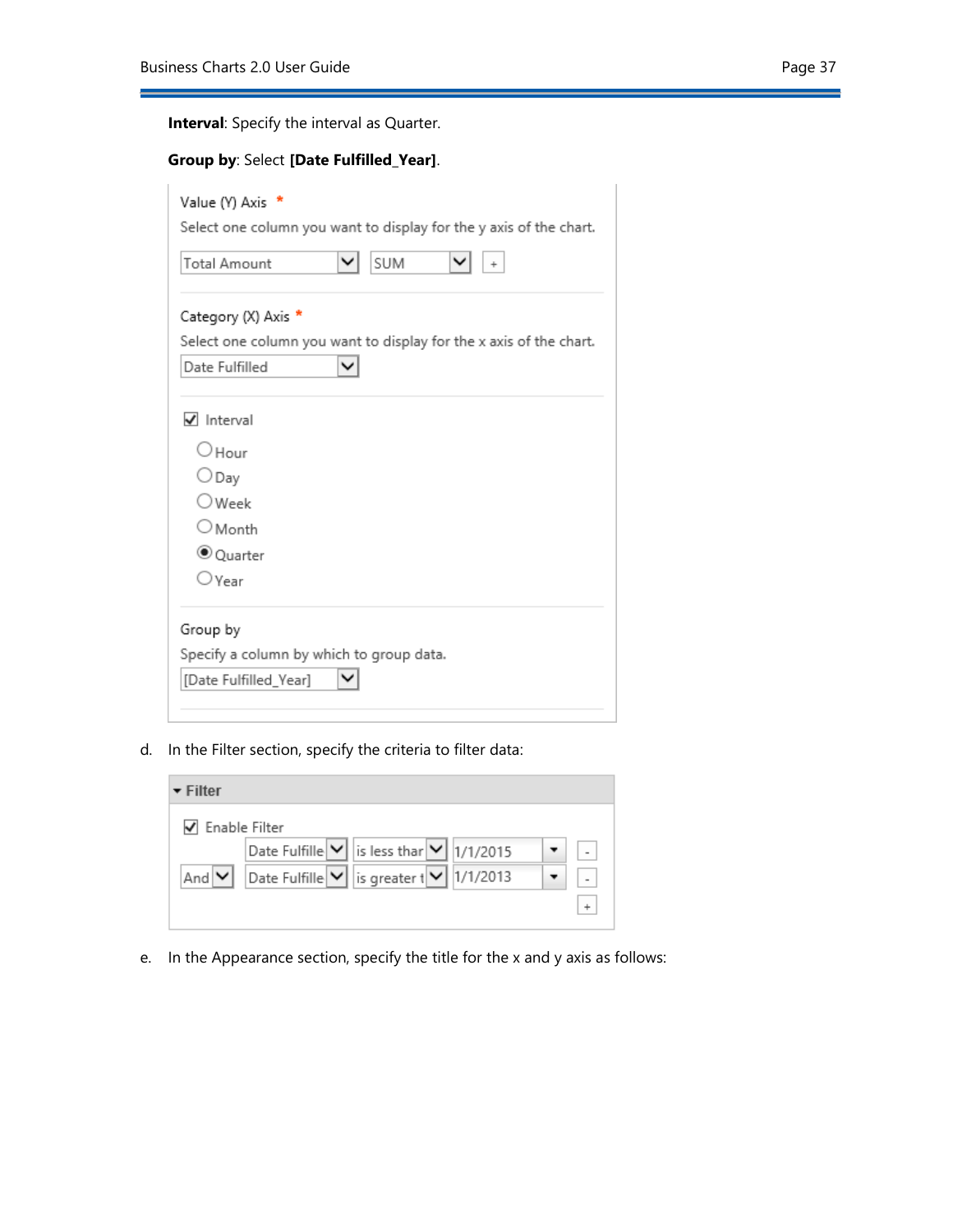**Interval**: Specify the interval as Quarter.

**Group by**: Select **[Date Fulfilled_Year]**.

Value (Y) Axis *

Select one column you want to display for the y axis of the chart.

Total Amount | SUM | +

Category (X) Axis *

Select one column you want to display for the x axis of the chart.

Date Fulfilled

☑ Interval

- ○ Hour
- ○ Day
- ○ Week
- ○ Month
- ◉ Quarter
- ○ Year

Group by

Specify a column by which to group data.

[Date Fulfilled_Year]

d. In the Filter section, specify the criteria to filter data:

▾ **Filter**

☑ Enable Filter

| | | | | |
|---|---|---|---|---|
| | Date Fulfille | is less thar | 1/1/2015 | - |
| And | Date Fulfille | is greater t | 1/1/2013 | - |
| | | | | + |

e. In the Appearance section, specify the title for the x and y axis as follows: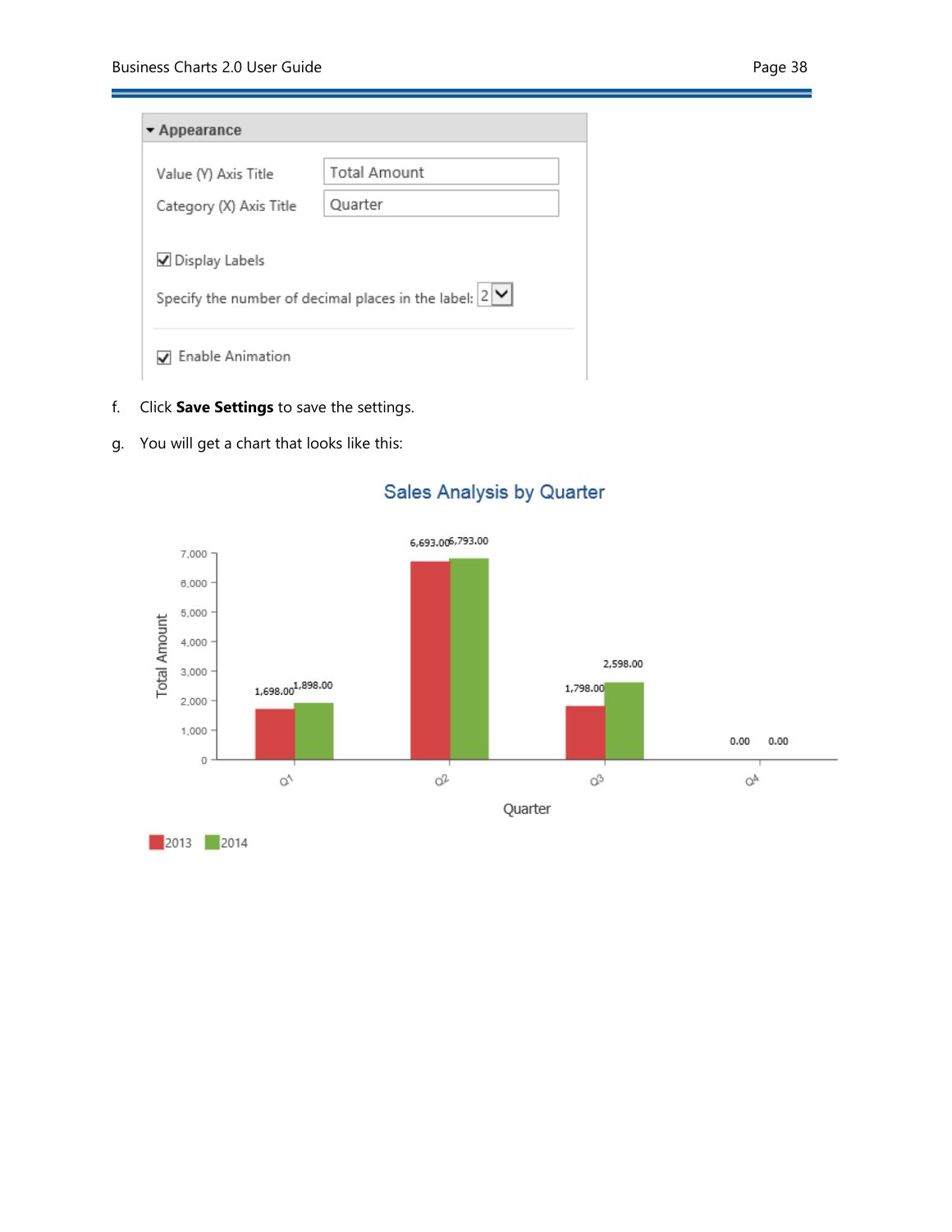f. Click **Save Settings** to save the settings.

g. You will get a chart that looks like this: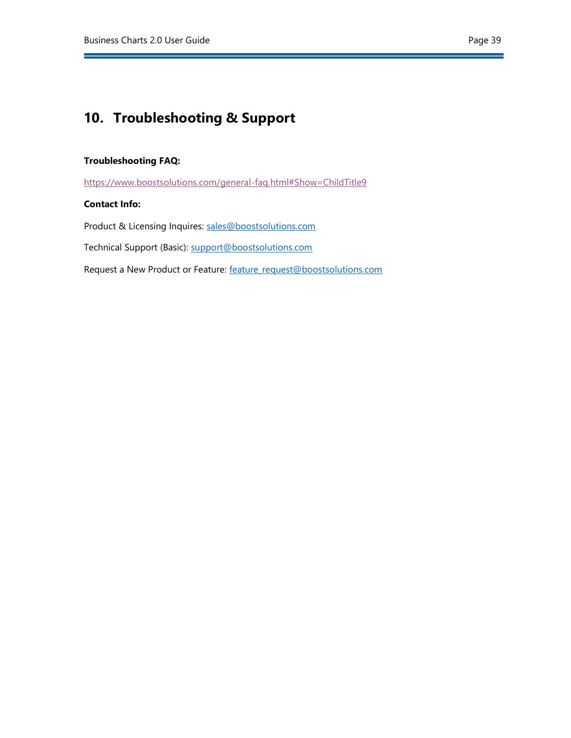# 10. Troubleshooting & Support

**Troubleshooting FAQ:**

https://www.boostsolutions.com/general-faq.html#Show=ChildTitle9

**Contact Info:**

Product & Licensing Inquires: sales@boostsolutions.com

Technical Support (Basic): support@boostsolutions.com

Request a New Product or Feature: feature_request@boostsolutions.com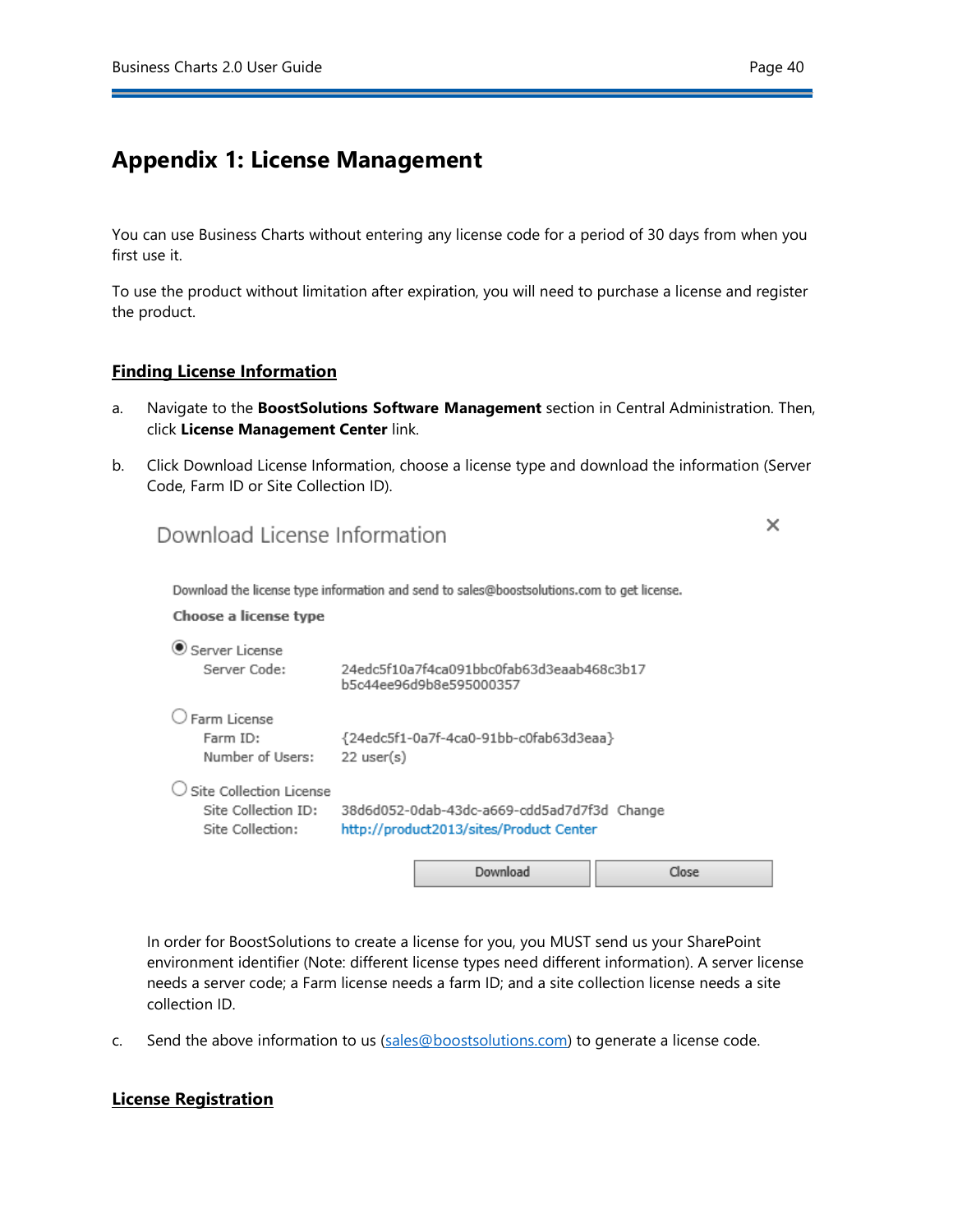# Appendix 1: License Management

You can use Business Charts without entering any license code for a period of 30 days from when you first use it.

To use the product without limitation after expiration, you will need to purchase a license and register the product.

## Finding License Information

a. Navigate to the **BoostSolutions Software Management** section in Central Administration. Then, click **License Management Center** link.

b. Click Download License Information, choose a license type and download the information (Server Code, Farm ID or Site Collection ID).

Download License Information

Download the license type information and send to sales@boostsolutions.com to get license.

**Choose a license type**

- (●) Server License
  - Server Code: 24edc5f10a7f4ca091bbc0fab63d3eaab468c3b17 b5c44ee96d9b8e595000357
- ( ) Farm License
  - Farm ID: {24edc5f1-0a7f-4ca0-91bb-c0fab63d3eaa}
  - Number of Users: 22 user(s)
- ( ) Site Collection License
  - Site Collection ID: 38d6d052-0dab-43dc-a669-cdd5ad7d7f3d Change
  - Site Collection: http://product2013/sites/Product Center

Download | Close

In order for BoostSolutions to create a license for you, you MUST send us your SharePoint environment identifier (Note: different license types need different information). A server license needs a server code; a Farm license needs a farm ID; and a site collection license needs a site collection ID.

c. Send the above information to us (sales@boostsolutions.com) to generate a license code.

## License Registration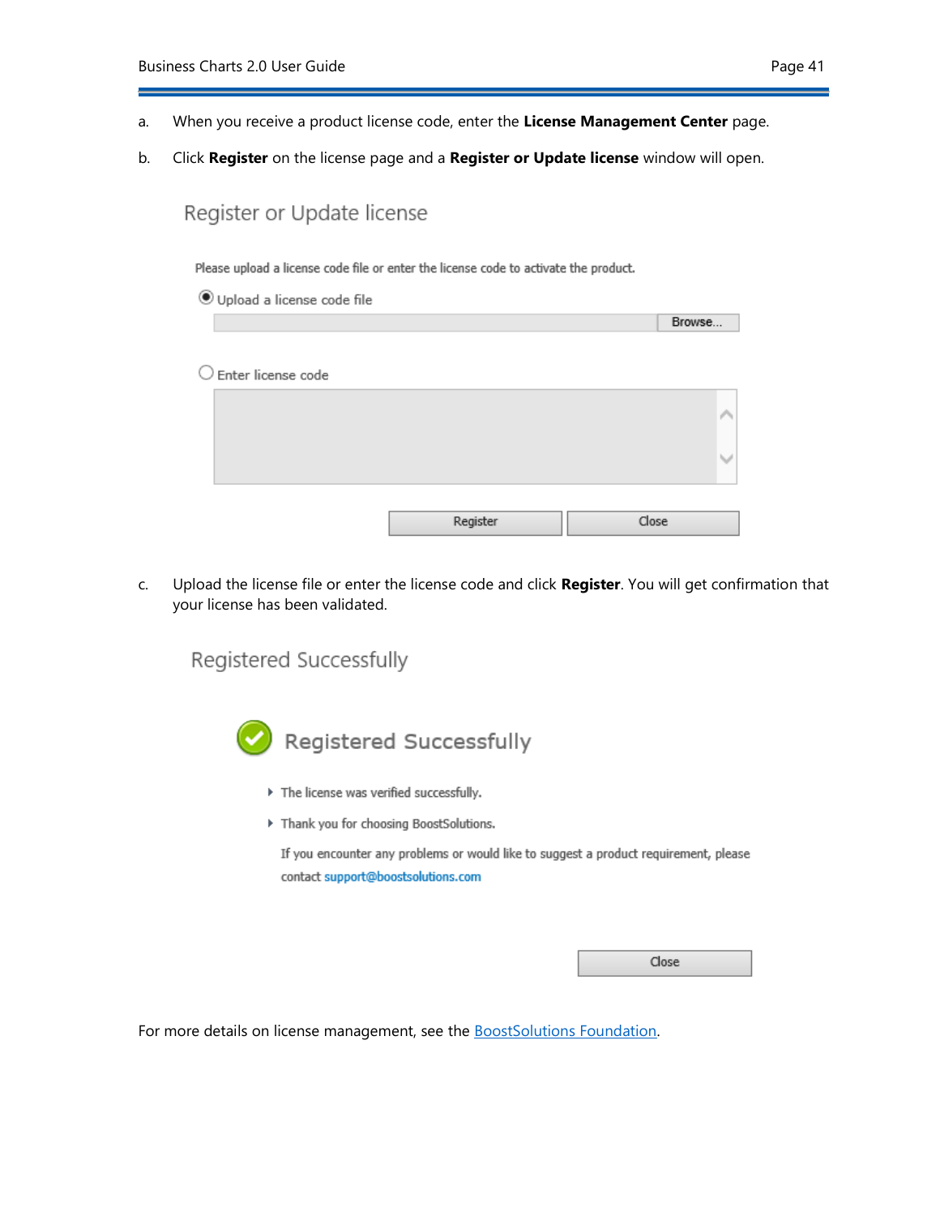a. When you receive a product license code, enter the **License Management Center** page.

b. Click **Register** on the license page and a **Register or Update license** window will open.

Register or Update license

Please upload a license code file or enter the license code to activate the product.

Upload a license code file

Browse...

Enter license code

Register Close

c. Upload the license file or enter the license code and click **Register**. You will get confirmation that your license has been validated.

Registered Successfully

Registered Successfully

- The license was verified successfully.
- Thank you for choosing BoostSolutions.

If you encounter any problems or would like to suggest a product requirement, please contact support@boostsolutions.com

Close

For more details on license management, see the [BoostSolutions Foundation](BoostSolutions Foundation).